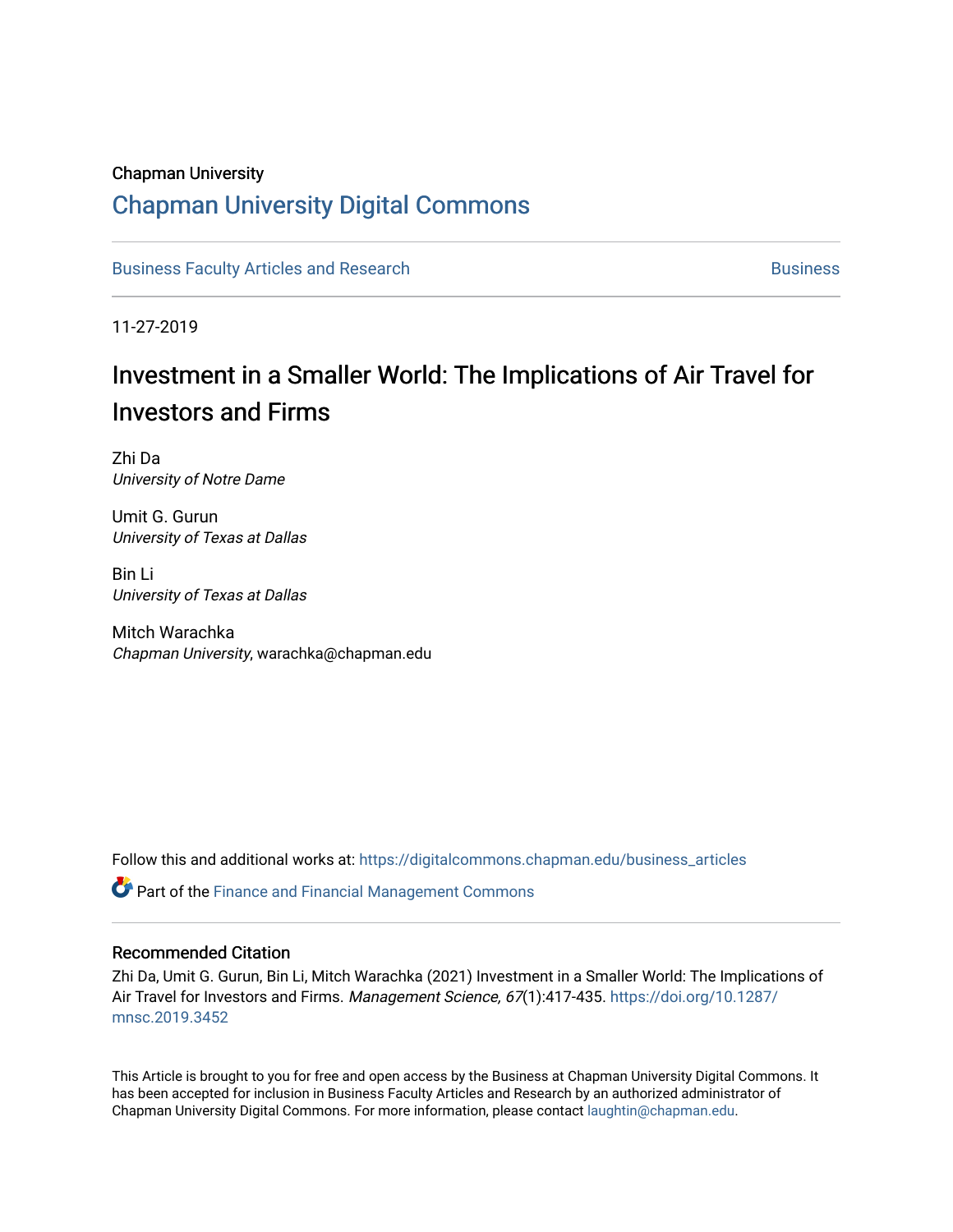Chapman University

# Chapman University Digital Commons

Business Faculty Articles and Research | Business

11-27-2019

# Investment in a Smaller World: The Implications of Air Travel for Investors and Firms

Zhi Da
*University of Notre Dame*

Umit G. Gurun
*University of Texas at Dallas*

Bin Li
*University of Texas at Dallas*

Mitch Warachka
*Chapman University*, warachka@chapman.edu

Follow this and additional works at: https://digitalcommons.chapman.edu/business_articles

Part of the Finance and Financial Management Commons

## Recommended Citation

Zhi Da, Umit G. Gurun, Bin Li, Mitch Warachka (2021) Investment in a Smaller World: The Implications of Air Travel for Investors and Firms. *Management Science, 67*(1):417-435. https://doi.org/10.1287/mnsc.2019.3452

This Article is brought to you for free and open access by the Business at Chapman University Digital Commons. It has been accepted for inclusion in Business Faculty Articles and Research by an authorized administrator of Chapman University Digital Commons. For more information, please contact laughtin@chapman.edu.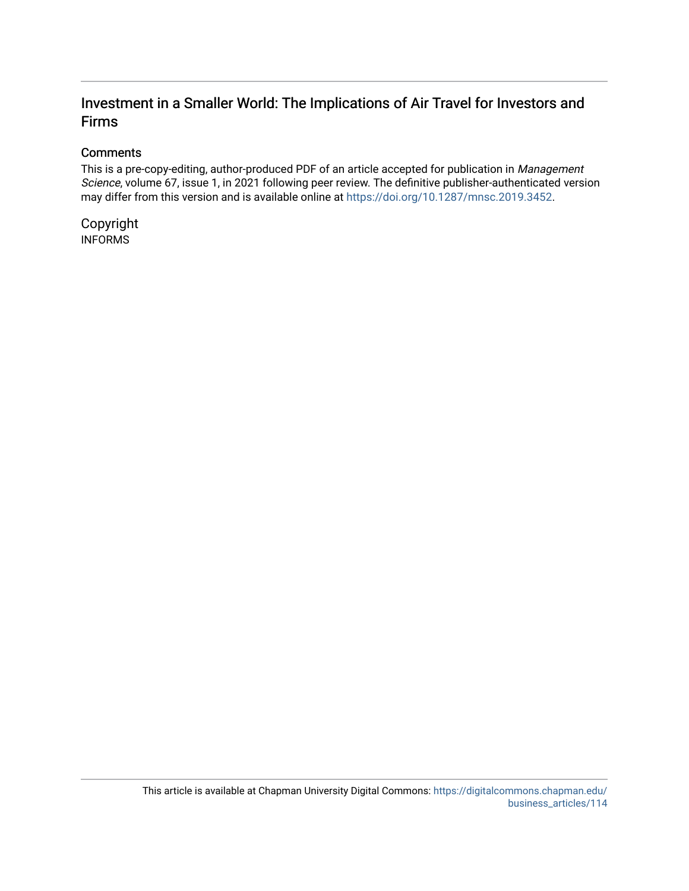# Investment in a Smaller World: The Implications of Air Travel for Investors and Firms

## Comments

This is a pre-copy-editing, author-produced PDF of an article accepted for publication in *Management Science*, volume 67, issue 1, in 2021 following peer review. The definitive publisher-authenticated version may differ from this version and is available online at https://doi.org/10.1287/mnsc.2019.3452.

## Copyright

INFORMS

This article is available at Chapman University Digital Commons: https://digitalcommons.chapman.edu/business_articles/114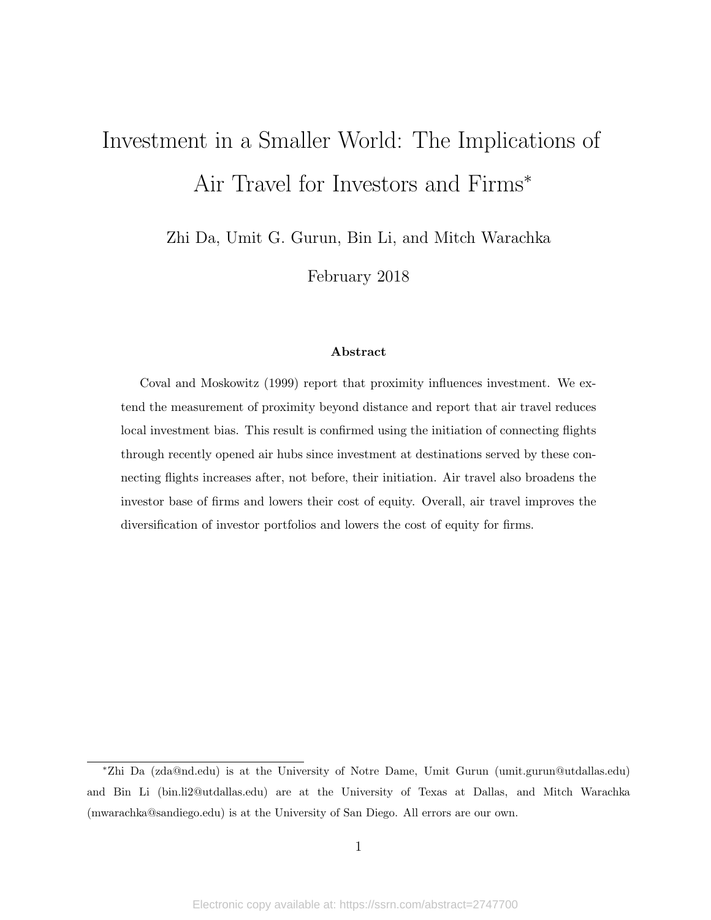# Investment in a Smaller World: The Implications of Air Travel for Investors and Firms*

Zhi Da, Umit G. Gurun, Bin Li, and Mitch Warachka

February 2018

### Abstract

Coval and Moskowitz (1999) report that proximity influences investment. We extend the measurement of proximity beyond distance and report that air travel reduces local investment bias. This result is confirmed using the initiation of connecting flights through recently opened air hubs since investment at destinations served by these connecting flights increases after, not before, their initiation. Air travel also broadens the investor base of firms and lowers their cost of equity. Overall, air travel improves the diversification of investor portfolios and lowers the cost of equity for firms.

---

*Zhi Da (zda@nd.edu) is at the University of Notre Dame, Umit Gurun (umit.gurun@utdallas.edu) and Bin Li (bin.li2@utdallas.edu) are at the University of Texas at Dallas, and Mitch Warachka (mwarachka@sandiego.edu) is at the University of San Diego. All errors are our own.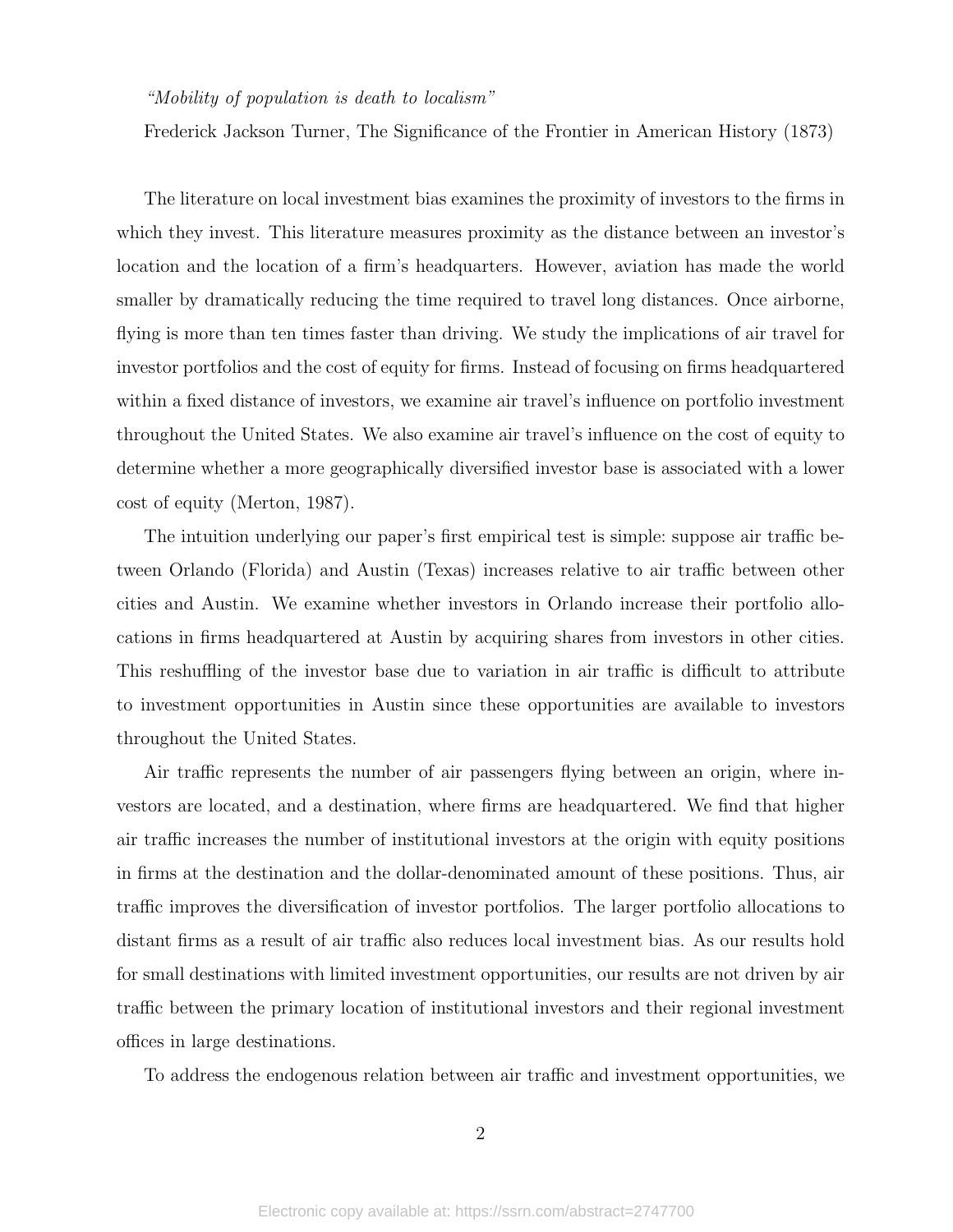*"Mobility of population is death to localism"*

Frederick Jackson Turner, The Significance of the Frontier in American History (1873)

The literature on local investment bias examines the proximity of investors to the firms in which they invest. This literature measures proximity as the distance between an investor's location and the location of a firm's headquarters. However, aviation has made the world smaller by dramatically reducing the time required to travel long distances. Once airborne, flying is more than ten times faster than driving. We study the implications of air travel for investor portfolios and the cost of equity for firms. Instead of focusing on firms headquartered within a fixed distance of investors, we examine air travel's influence on portfolio investment throughout the United States. We also examine air travel's influence on the cost of equity to determine whether a more geographically diversified investor base is associated with a lower cost of equity (Merton, 1987).

The intuition underlying our paper's first empirical test is simple: suppose air traffic between Orlando (Florida) and Austin (Texas) increases relative to air traffic between other cities and Austin. We examine whether investors in Orlando increase their portfolio allocations in firms headquartered at Austin by acquiring shares from investors in other cities. This reshuffling of the investor base due to variation in air traffic is difficult to attribute to investment opportunities in Austin since these opportunities are available to investors throughout the United States.

Air traffic represents the number of air passengers flying between an origin, where investors are located, and a destination, where firms are headquartered. We find that higher air traffic increases the number of institutional investors at the origin with equity positions in firms at the destination and the dollar-denominated amount of these positions. Thus, air traffic improves the diversification of investor portfolios. The larger portfolio allocations to distant firms as a result of air traffic also reduces local investment bias. As our results hold for small destinations with limited investment opportunities, our results are not driven by air traffic between the primary location of institutional investors and their regional investment offices in large destinations.

To address the endogenous relation between air traffic and investment opportunities, we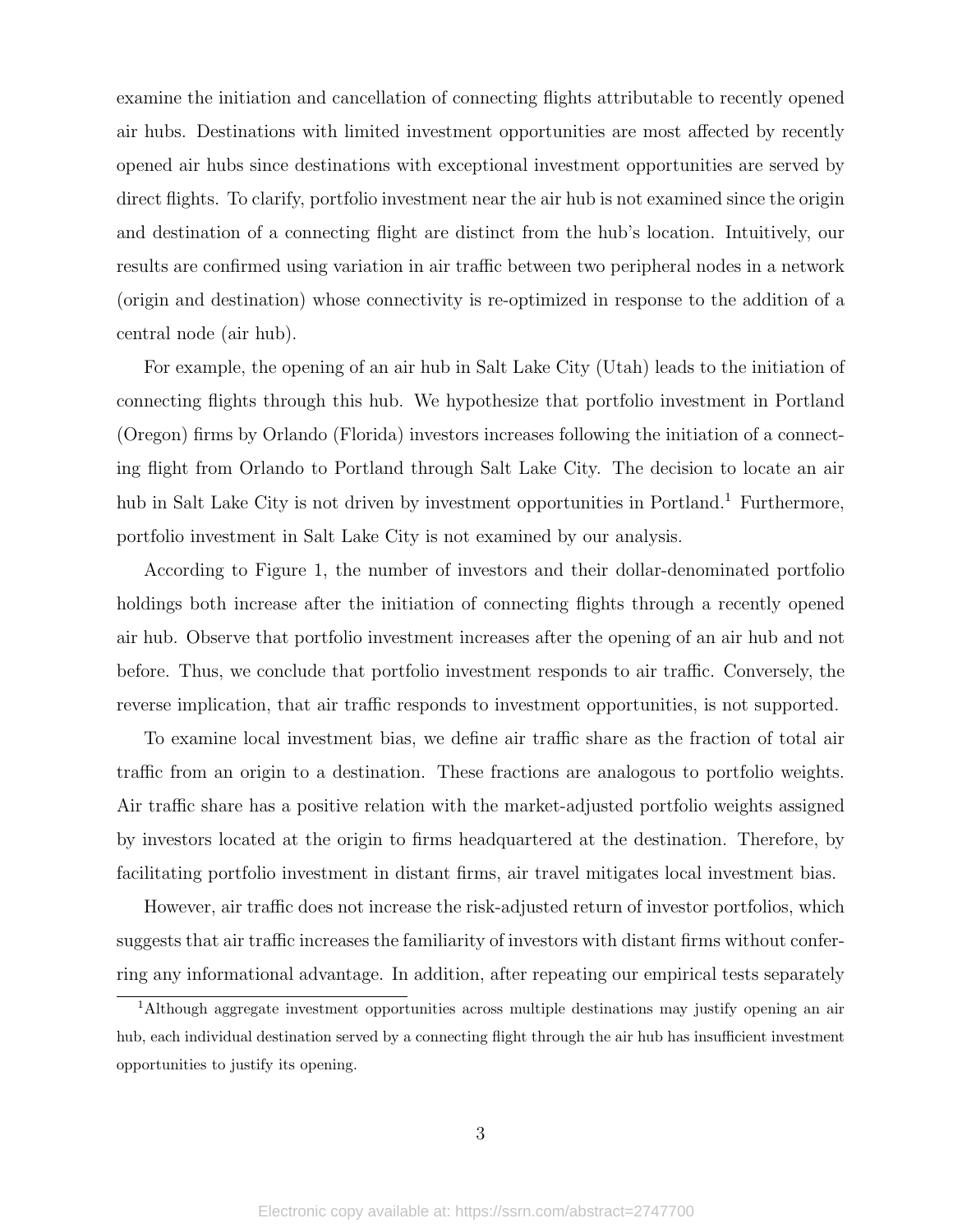examine the initiation and cancellation of connecting flights attributable to recently opened air hubs. Destinations with limited investment opportunities are most affected by recently opened air hubs since destinations with exceptional investment opportunities are served by direct flights. To clarify, portfolio investment near the air hub is not examined since the origin and destination of a connecting flight are distinct from the hub's location. Intuitively, our results are confirmed using variation in air traffic between two peripheral nodes in a network (origin and destination) whose connectivity is re-optimized in response to the addition of a central node (air hub).

For example, the opening of an air hub in Salt Lake City (Utah) leads to the initiation of connecting flights through this hub. We hypothesize that portfolio investment in Portland (Oregon) firms by Orlando (Florida) investors increases following the initiation of a connecting flight from Orlando to Portland through Salt Lake City. The decision to locate an air hub in Salt Lake City is not driven by investment opportunities in Portland.[1] Furthermore, portfolio investment in Salt Lake City is not examined by our analysis.

According to Figure 1, the number of investors and their dollar-denominated portfolio holdings both increase after the initiation of connecting flights through a recently opened air hub. Observe that portfolio investment increases after the opening of an air hub and not before. Thus, we conclude that portfolio investment responds to air traffic. Conversely, the reverse implication, that air traffic responds to investment opportunities, is not supported.

To examine local investment bias, we define air traffic share as the fraction of total air traffic from an origin to a destination. These fractions are analogous to portfolio weights. Air traffic share has a positive relation with the market-adjusted portfolio weights assigned by investors located at the origin to firms headquartered at the destination. Therefore, by facilitating portfolio investment in distant firms, air travel mitigates local investment bias.

However, air traffic does not increase the risk-adjusted return of investor portfolios, which suggests that air traffic increases the familiarity of investors with distant firms without conferring any informational advantage. In addition, after repeating our empirical tests separately

[1] Although aggregate investment opportunities across multiple destinations may justify opening an air hub, each individual destination served by a connecting flight through the air hub has insufficient investment opportunities to justify its opening.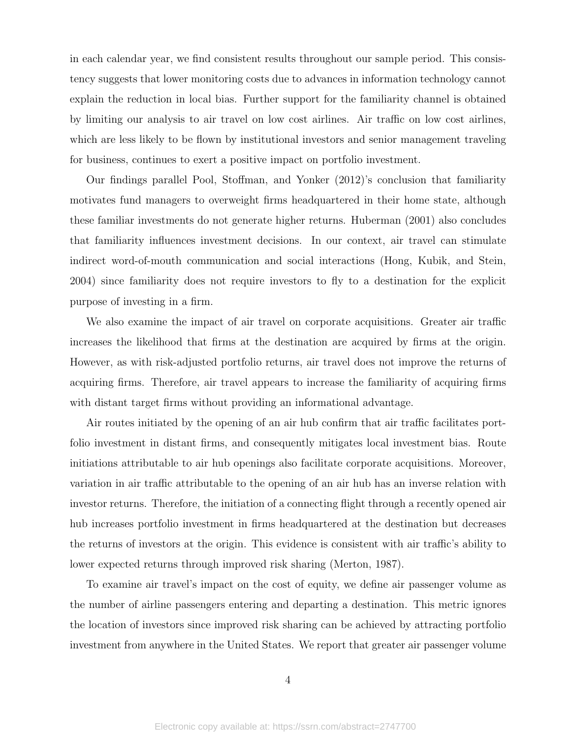in each calendar year, we find consistent results throughout our sample period. This consistency suggests that lower monitoring costs due to advances in information technology cannot explain the reduction in local bias. Further support for the familiarity channel is obtained by limiting our analysis to air travel on low cost airlines. Air traffic on low cost airlines, which are less likely to be flown by institutional investors and senior management traveling for business, continues to exert a positive impact on portfolio investment.

Our findings parallel Pool, Stoffman, and Yonker (2012)'s conclusion that familiarity motivates fund managers to overweight firms headquartered in their home state, although these familiar investments do not generate higher returns. Huberman (2001) also concludes that familiarity influences investment decisions. In our context, air travel can stimulate indirect word-of-mouth communication and social interactions (Hong, Kubik, and Stein, 2004) since familiarity does not require investors to fly to a destination for the explicit purpose of investing in a firm.

We also examine the impact of air travel on corporate acquisitions. Greater air traffic increases the likelihood that firms at the destination are acquired by firms at the origin. However, as with risk-adjusted portfolio returns, air travel does not improve the returns of acquiring firms. Therefore, air travel appears to increase the familiarity of acquiring firms with distant target firms without providing an informational advantage.

Air routes initiated by the opening of an air hub confirm that air traffic facilitates portfolio investment in distant firms, and consequently mitigates local investment bias. Route initiations attributable to air hub openings also facilitate corporate acquisitions. Moreover, variation in air traffic attributable to the opening of an air hub has an inverse relation with investor returns. Therefore, the initiation of a connecting flight through a recently opened air hub increases portfolio investment in firms headquartered at the destination but decreases the returns of investors at the origin. This evidence is consistent with air traffic's ability to lower expected returns through improved risk sharing (Merton, 1987).

To examine air travel's impact on the cost of equity, we define air passenger volume as the number of airline passengers entering and departing a destination. This metric ignores the location of investors since improved risk sharing can be achieved by attracting portfolio investment from anywhere in the United States. We report that greater air passenger volume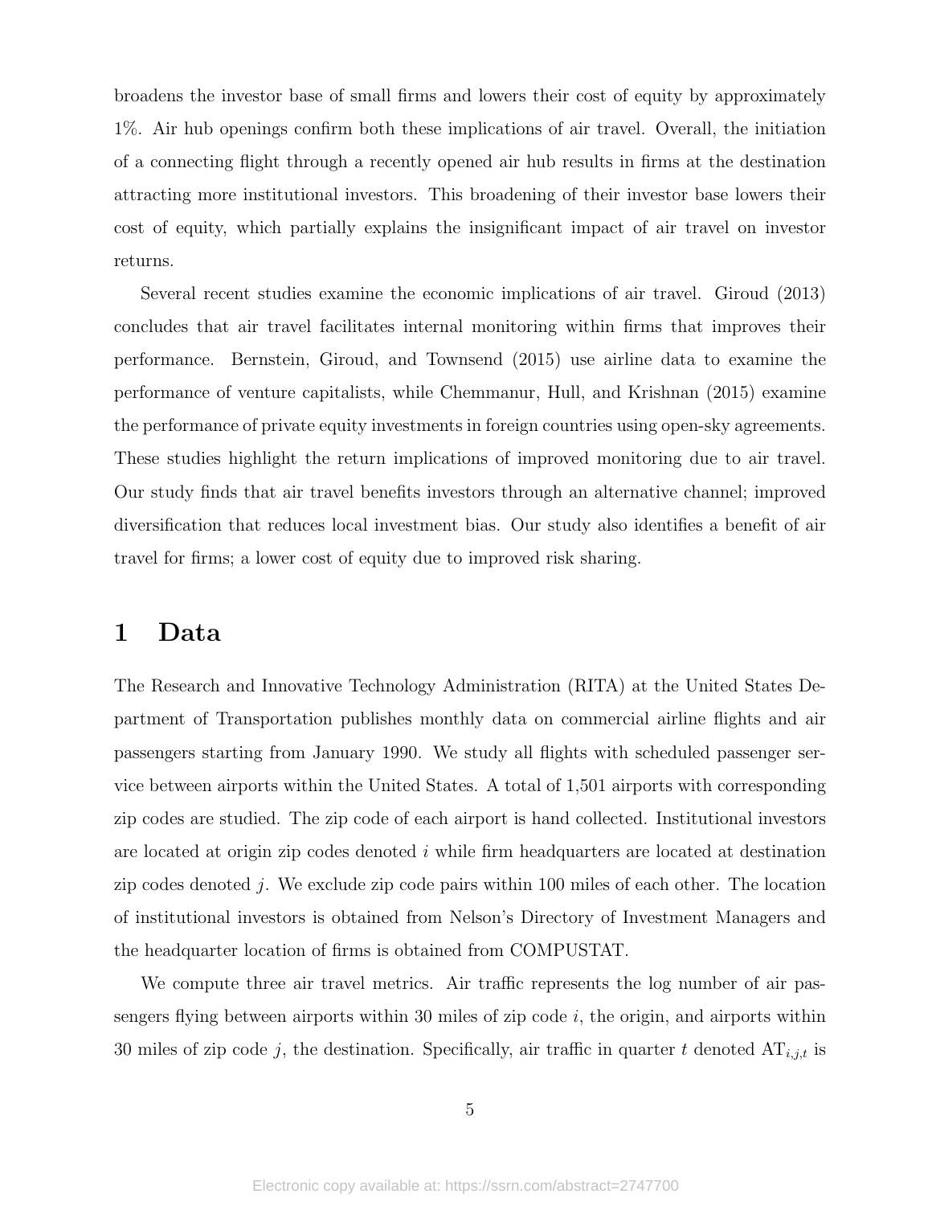broadens the investor base of small firms and lowers their cost of equity by approximately 1%. Air hub openings confirm both these implications of air travel. Overall, the initiation of a connecting flight through a recently opened air hub results in firms at the destination attracting more institutional investors. This broadening of their investor base lowers their cost of equity, which partially explains the insignificant impact of air travel on investor returns.

Several recent studies examine the economic implications of air travel. Giroud (2013) concludes that air travel facilitates internal monitoring within firms that improves their performance. Bernstein, Giroud, and Townsend (2015) use airline data to examine the performance of venture capitalists, while Chemmanur, Hull, and Krishnan (2015) examine the performance of private equity investments in foreign countries using open-sky agreements. These studies highlight the return implications of improved monitoring due to air travel. Our study finds that air travel benefits investors through an alternative channel; improved diversification that reduces local investment bias. Our study also identifies a benefit of air travel for firms; a lower cost of equity due to improved risk sharing.

# 1 Data

The Research and Innovative Technology Administration (RITA) at the United States Department of Transportation publishes monthly data on commercial airline flights and air passengers starting from January 1990. We study all flights with scheduled passenger service between airports within the United States. A total of 1,501 airports with corresponding zip codes are studied. The zip code of each airport is hand collected. Institutional investors are located at origin zip codes denoted $i$ while firm headquarters are located at destination zip codes denoted $j$. We exclude zip code pairs within 100 miles of each other. The location of institutional investors is obtained from Nelson's Directory of Investment Managers and the headquarter location of firms is obtained from COMPUSTAT.

We compute three air travel metrics. Air traffic represents the log number of air passengers flying between airports within 30 miles of zip code $i$, the origin, and airports within 30 miles of zip code $j$, the destination. Specifically, air traffic in quarter $t$ denoted $\text{AT}_{i,j,t}$ is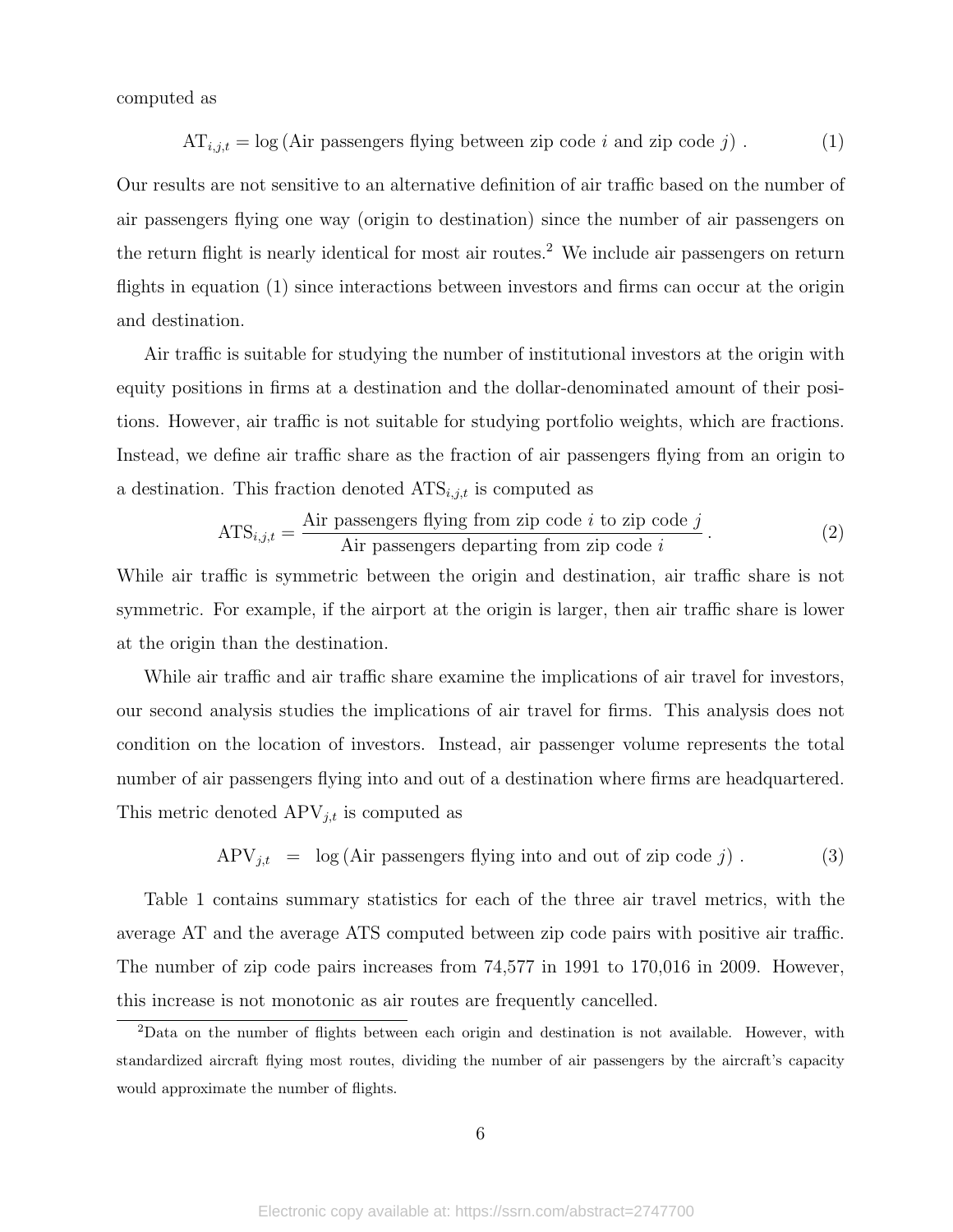computed as

$$\text{AT}_{i,j,t} = \log\left(\text{Air passengers flying between zip code } i \text{ and zip code } j\right) . \tag{1}$$

Our results are not sensitive to an alternative definition of air traffic based on the number of air passengers flying one way (origin to destination) since the number of air passengers on the return flight is nearly identical for most air routes.[2] We include air passengers on return flights in equation (1) since interactions between investors and firms can occur at the origin and destination.

Air traffic is suitable for studying the number of institutional investors at the origin with equity positions in firms at a destination and the dollar-denominated amount of their positions. However, air traffic is not suitable for studying portfolio weights, which are fractions. Instead, we define air traffic share as the fraction of air passengers flying from an origin to a destination. This fraction denoted $\text{ATS}_{i,j,t}$ is computed as

$$\text{ATS}_{i,j,t} = \frac{\text{Air passengers flying from zip code } i \text{ to zip code } j}{\text{Air passengers departing from zip code } i} . \tag{2}$$

While air traffic is symmetric between the origin and destination, air traffic share is not symmetric. For example, if the airport at the origin is larger, then air traffic share is lower at the origin than the destination.

While air traffic and air traffic share examine the implications of air travel for investors, our second analysis studies the implications of air travel for firms. This analysis does not condition on the location of investors. Instead, air passenger volume represents the total number of air passengers flying into and out of a destination where firms are headquartered. This metric denoted $\text{APV}_{j,t}$ is computed as

$$\text{APV}_{j,t} = \log\left(\text{Air passengers flying into and out of zip code } j\right) . \tag{3}$$

Table 1 contains summary statistics for each of the three air travel metrics, with the average AT and the average ATS computed between zip code pairs with positive air traffic. The number of zip code pairs increases from 74,577 in 1991 to 170,016 in 2009. However, this increase is not monotonic as air routes are frequently cancelled.

[2] Data on the number of flights between each origin and destination is not available. However, with standardized aircraft flying most routes, dividing the number of air passengers by the aircraft's capacity would approximate the number of flights.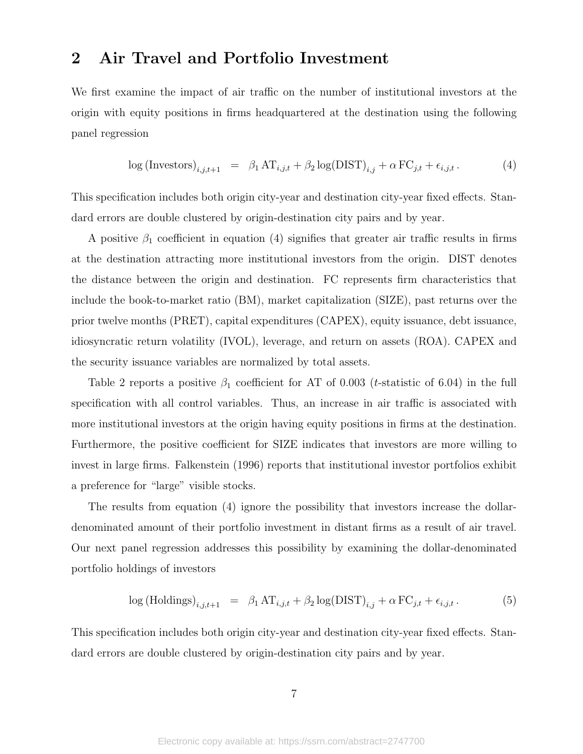## 2 Air Travel and Portfolio Investment

We first examine the impact of air traffic on the number of institutional investors at the origin with equity positions in firms headquartered at the destination using the following panel regression

$$\log\left(\text{Investors}\right)_{i,j,t+1} \;=\; \beta_1\,\text{AT}_{i,j,t} + \beta_2 \log(\text{DIST})_{i,j} + \alpha\,\text{FC}_{j,t} + \epsilon_{i,j,t}\,. \tag{4}$$

This specification includes both origin city-year and destination city-year fixed effects. Standard errors are double clustered by origin-destination city pairs and by year.

A positive $\beta_1$ coefficient in equation (4) signifies that greater air traffic results in firms at the destination attracting more institutional investors from the origin. DIST denotes the distance between the origin and destination. FC represents firm characteristics that include the book-to-market ratio (BM), market capitalization (SIZE), past returns over the prior twelve months (PRET), capital expenditures (CAPEX), equity issuance, debt issuance, idiosyncratic return volatility (IVOL), leverage, and return on assets (ROA). CAPEX and the security issuance variables are normalized by total assets.

Table 2 reports a positive $\beta_1$ coefficient for AT of 0.003 ($t$-statistic of 6.04) in the full specification with all control variables. Thus, an increase in air traffic is associated with more institutional investors at the origin having equity positions in firms at the destination. Furthermore, the positive coefficient for SIZE indicates that investors are more willing to invest in large firms. Falkenstein (1996) reports that institutional investor portfolios exhibit a preference for "large" visible stocks.

The results from equation (4) ignore the possibility that investors increase the dollar-denominated amount of their portfolio investment in distant firms as a result of air travel. Our next panel regression addresses this possibility by examining the dollar-denominated portfolio holdings of investors

$$\log\left(\text{Holdings}\right)_{i,j,t+1} \;=\; \beta_1\,\text{AT}_{i,j,t} + \beta_2 \log(\text{DIST})_{i,j} + \alpha\,\text{FC}_{j,t} + \epsilon_{i,j,t}\,. \tag{5}$$

This specification includes both origin city-year and destination city-year fixed effects. Standard errors are double clustered by origin-destination city pairs and by year.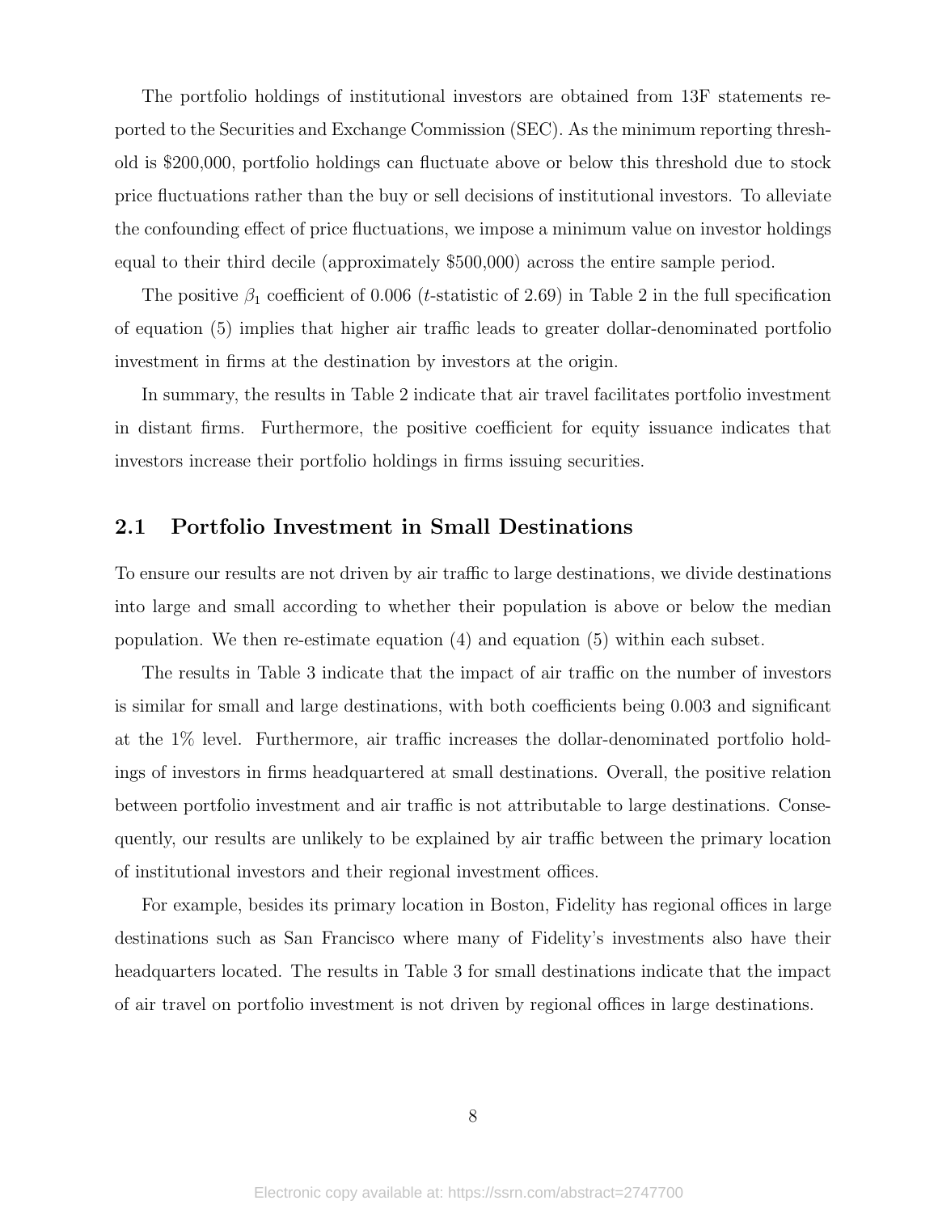The portfolio holdings of institutional investors are obtained from 13F statements reported to the Securities and Exchange Commission (SEC). As the minimum reporting threshold is $200,000, portfolio holdings can fluctuate above or below this threshold due to stock price fluctuations rather than the buy or sell decisions of institutional investors. To alleviate the confounding effect of price fluctuations, we impose a minimum value on investor holdings equal to their third decile (approximately $500,000) across the entire sample period.

The positive $\beta_1$ coefficient of 0.006 ($t$-statistic of 2.69) in Table 2 in the full specification of equation (5) implies that higher air traffic leads to greater dollar-denominated portfolio investment in firms at the destination by investors at the origin.

In summary, the results in Table 2 indicate that air travel facilitates portfolio investment in distant firms. Furthermore, the positive coefficient for equity issuance indicates that investors increase their portfolio holdings in firms issuing securities.

## 2.1 Portfolio Investment in Small Destinations

To ensure our results are not driven by air traffic to large destinations, we divide destinations into large and small according to whether their population is above or below the median population. We then re-estimate equation (4) and equation (5) within each subset.

The results in Table 3 indicate that the impact of air traffic on the number of investors is similar for small and large destinations, with both coefficients being 0.003 and significant at the 1% level. Furthermore, air traffic increases the dollar-denominated portfolio holdings of investors in firms headquartered at small destinations. Overall, the positive relation between portfolio investment and air traffic is not attributable to large destinations. Consequently, our results are unlikely to be explained by air traffic between the primary location of institutional investors and their regional investment offices.

For example, besides its primary location in Boston, Fidelity has regional offices in large destinations such as San Francisco where many of Fidelity's investments also have their headquarters located. The results in Table 3 for small destinations indicate that the impact of air travel on portfolio investment is not driven by regional offices in large destinations.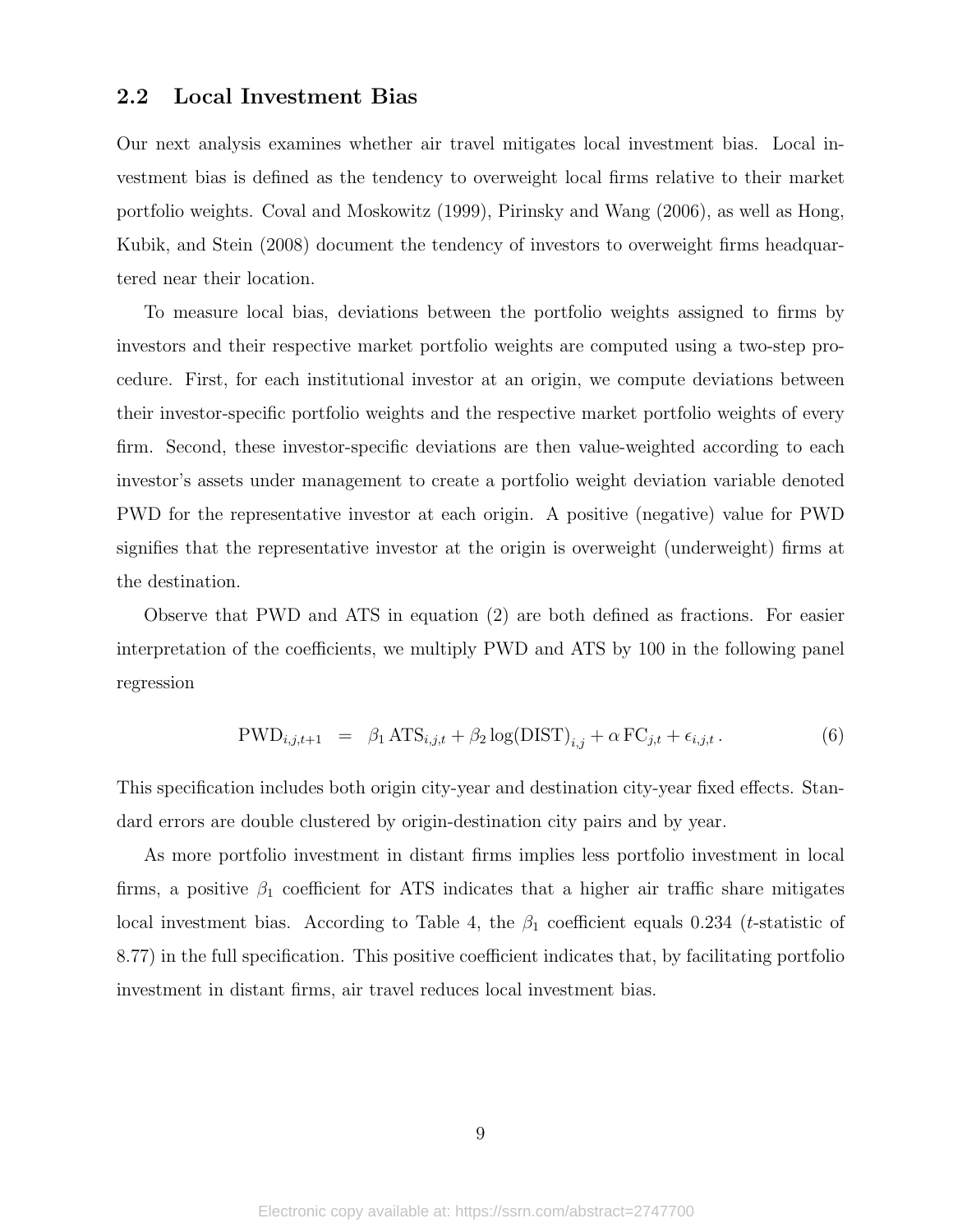## 2.2 Local Investment Bias

Our next analysis examines whether air travel mitigates local investment bias. Local investment bias is defined as the tendency to overweight local firms relative to their market portfolio weights. Coval and Moskowitz (1999), Pirinsky and Wang (2006), as well as Hong, Kubik, and Stein (2008) document the tendency of investors to overweight firms headquartered near their location.

To measure local bias, deviations between the portfolio weights assigned to firms by investors and their respective market portfolio weights are computed using a two-step procedure. First, for each institutional investor at an origin, we compute deviations between their investor-specific portfolio weights and the respective market portfolio weights of every firm. Second, these investor-specific deviations are then value-weighted according to each investor's assets under management to create a portfolio weight deviation variable denoted PWD for the representative investor at each origin. A positive (negative) value for PWD signifies that the representative investor at the origin is overweight (underweight) firms at the destination.

Observe that PWD and ATS in equation (2) are both defined as fractions. For easier interpretation of the coefficients, we multiply PWD and ATS by 100 in the following panel regression

$$\text{PWD}_{i,j,t+1} \quad = \quad \beta_1 \, \text{ATS}_{i,j,t} + \beta_2 \log(\text{DIST})_{i,j} + \alpha \, \text{FC}_{j,t} + \epsilon_{i,j,t} \, . \tag{6}$$

This specification includes both origin city-year and destination city-year fixed effects. Standard errors are double clustered by origin-destination city pairs and by year.

As more portfolio investment in distant firms implies less portfolio investment in local firms, a positive $\beta_1$ coefficient for ATS indicates that a higher air traffic share mitigates local investment bias. According to Table 4, the $\beta_1$ coefficient equals 0.234 ($t$-statistic of 8.77) in the full specification. This positive coefficient indicates that, by facilitating portfolio investment in distant firms, air travel reduces local investment bias.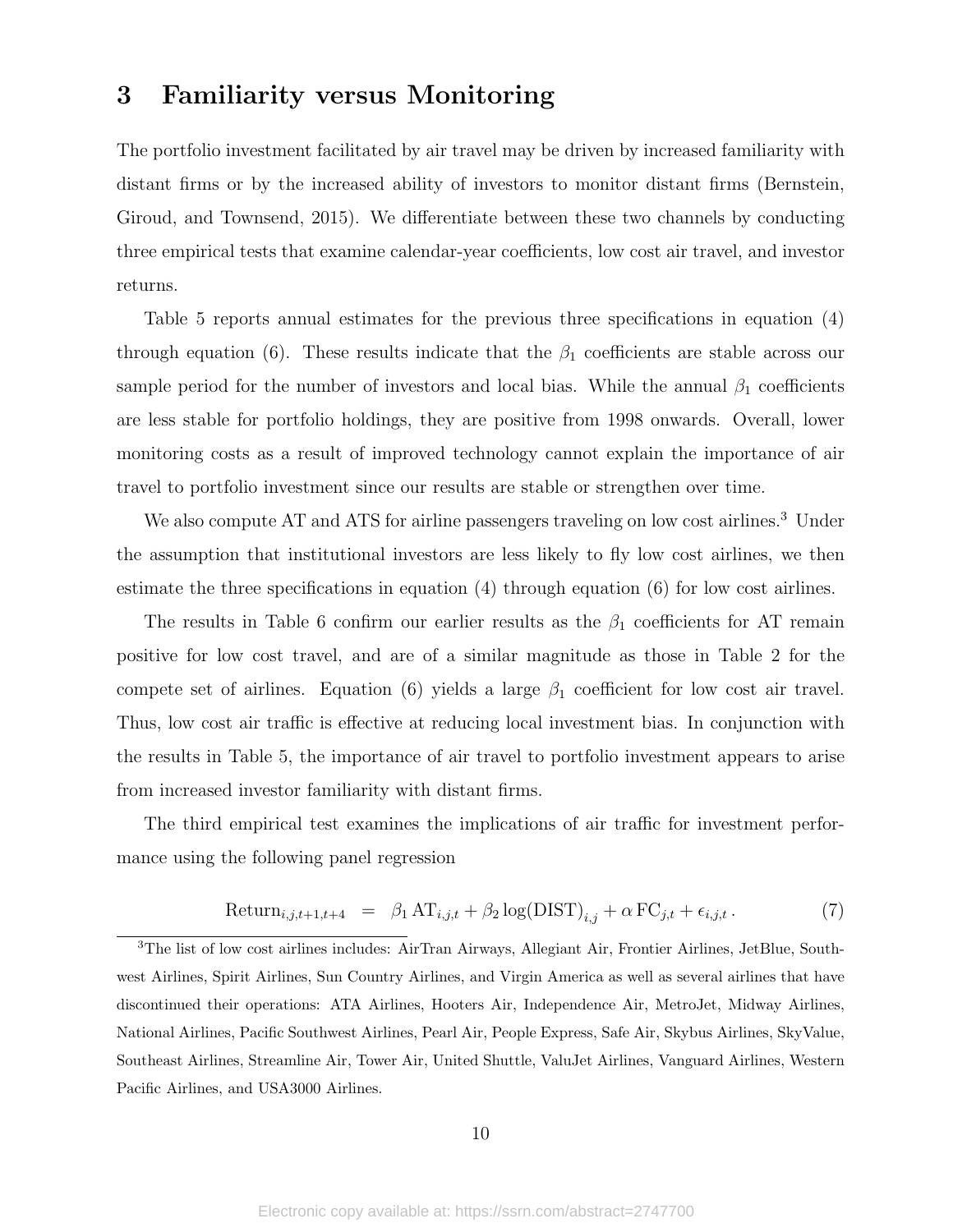# 3 Familiarity versus Monitoring

The portfolio investment facilitated by air travel may be driven by increased familiarity with distant firms or by the increased ability of investors to monitor distant firms (Bernstein, Giroud, and Townsend, 2015). We differentiate between these two channels by conducting three empirical tests that examine calendar-year coefficients, low cost air travel, and investor returns.

Table 5 reports annual estimates for the previous three specifications in equation (4) through equation (6). These results indicate that the $\beta_1$ coefficients are stable across our sample period for the number of investors and local bias. While the annual $\beta_1$ coefficients are less stable for portfolio holdings, they are positive from 1998 onwards. Overall, lower monitoring costs as a result of improved technology cannot explain the importance of air travel to portfolio investment since our results are stable or strengthen over time.

We also compute AT and ATS for airline passengers traveling on low cost airlines.[3] Under the assumption that institutional investors are less likely to fly low cost airlines, we then estimate the three specifications in equation (4) through equation (6) for low cost airlines.

The results in Table 6 confirm our earlier results as the $\beta_1$ coefficients for AT remain positive for low cost travel, and are of a similar magnitude as those in Table 2 for the compete set of airlines. Equation (6) yields a large $\beta_1$ coefficient for low cost air travel. Thus, low cost air traffic is effective at reducing local investment bias. In conjunction with the results in Table 5, the importance of air travel to portfolio investment appears to arise from increased investor familiarity with distant firms.

The third empirical test examines the implications of air traffic for investment performance using the following panel regression

$$\text{Return}_{i,j,t+1,t+4} \;=\; \beta_1 \, \text{AT}_{i,j,t} + \beta_2 \log(\text{DIST})_{i,j} + \alpha \, \text{FC}_{j,t} + \epsilon_{i,j,t} \,. \tag{7}$$

[3] The list of low cost airlines includes: AirTran Airways, Allegiant Air, Frontier Airlines, JetBlue, Southwest Airlines, Spirit Airlines, Sun Country Airlines, and Virgin America as well as several airlines that have discontinued their operations: ATA Airlines, Hooters Air, Independence Air, MetroJet, Midway Airlines, National Airlines, Pacific Southwest Airlines, Pearl Air, People Express, Safe Air, Skybus Airlines, SkyValue, Southeast Airlines, Streamline Air, Tower Air, United Shuttle, ValuJet Airlines, Vanguard Airlines, Western Pacific Airlines, and USA3000 Airlines.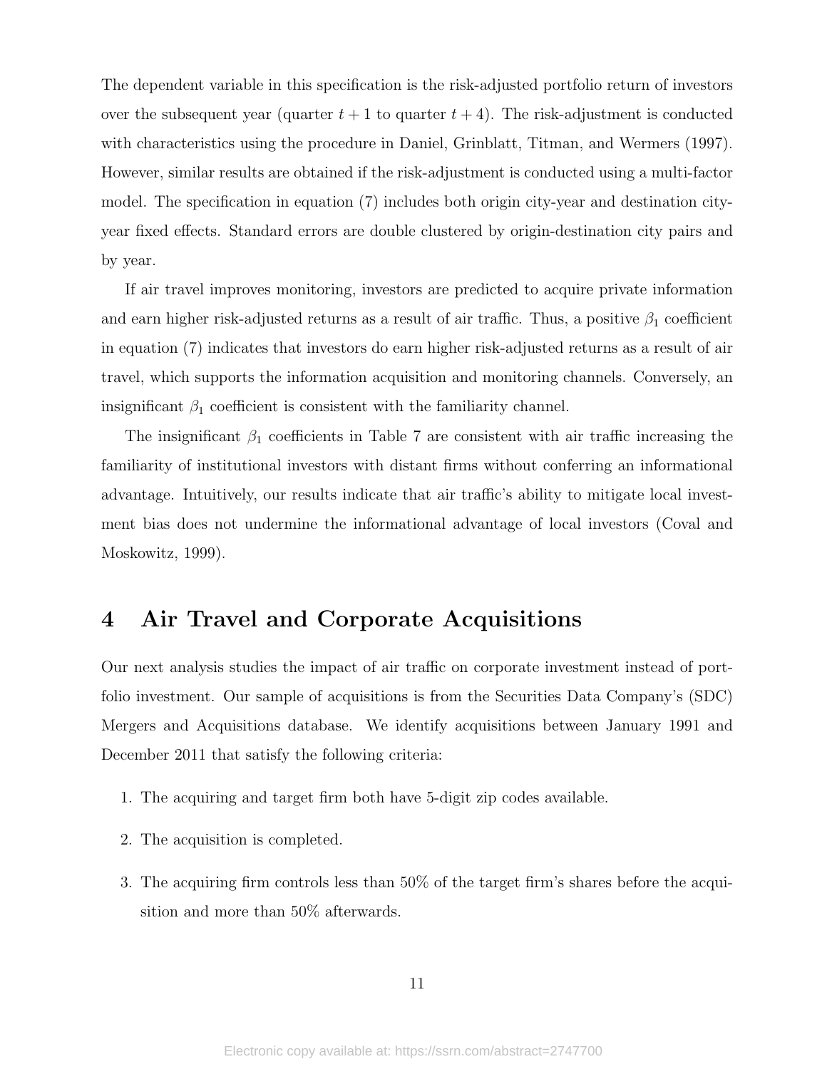The dependent variable in this specification is the risk-adjusted portfolio return of investors over the subsequent year (quarter $t + 1$ to quarter $t + 4$). The risk-adjustment is conducted with characteristics using the procedure in Daniel, Grinblatt, Titman, and Wermers (1997). However, similar results are obtained if the risk-adjustment is conducted using a multi-factor model. The specification in equation (7) includes both origin city-year and destination city-year fixed effects. Standard errors are double clustered by origin-destination city pairs and by year.

If air travel improves monitoring, investors are predicted to acquire private information and earn higher risk-adjusted returns as a result of air traffic. Thus, a positive $\beta_1$ coefficient in equation (7) indicates that investors do earn higher risk-adjusted returns as a result of air travel, which supports the information acquisition and monitoring channels. Conversely, an insignificant $\beta_1$ coefficient is consistent with the familiarity channel.

The insignificant $\beta_1$ coefficients in Table 7 are consistent with air traffic increasing the familiarity of institutional investors with distant firms without conferring an informational advantage. Intuitively, our results indicate that air traffic's ability to mitigate local investment bias does not undermine the informational advantage of local investors (Coval and Moskowitz, 1999).

# 4 Air Travel and Corporate Acquisitions

Our next analysis studies the impact of air traffic on corporate investment instead of portfolio investment. Our sample of acquisitions is from the Securities Data Company's (SDC) Mergers and Acquisitions database. We identify acquisitions between January 1991 and December 2011 that satisfy the following criteria:

1. The acquiring and target firm both have 5-digit zip codes available.
2. The acquisition is completed.
3. The acquiring firm controls less than 50% of the target firm's shares before the acquisition and more than 50% afterwards.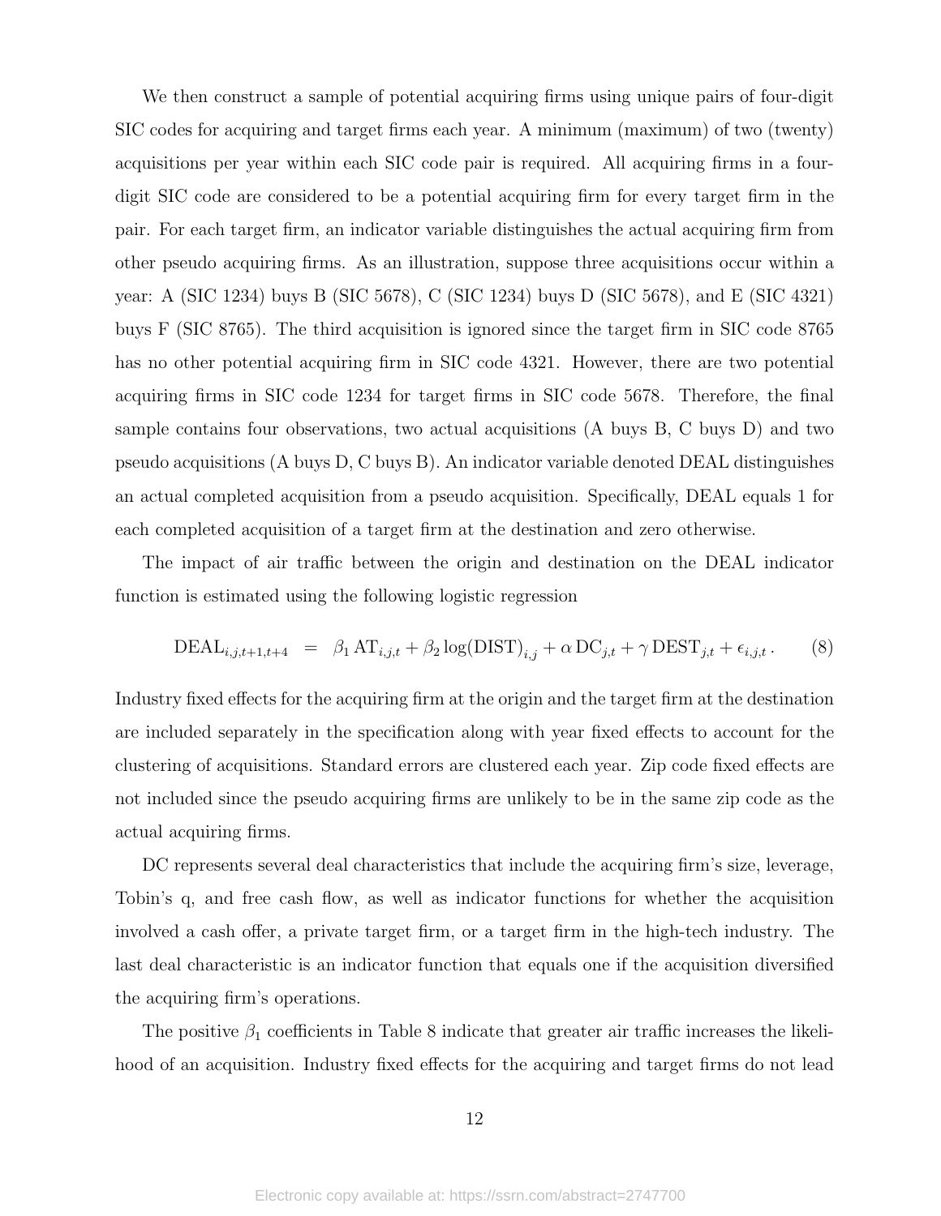We then construct a sample of potential acquiring firms using unique pairs of four-digit SIC codes for acquiring and target firms each year. A minimum (maximum) of two (twenty) acquisitions per year within each SIC code pair is required. All acquiring firms in a four-digit SIC code are considered to be a potential acquiring firm for every target firm in the pair. For each target firm, an indicator variable distinguishes the actual acquiring firm from other pseudo acquiring firms. As an illustration, suppose three acquisitions occur within a year: A (SIC 1234) buys B (SIC 5678), C (SIC 1234) buys D (SIC 5678), and E (SIC 4321) buys F (SIC 8765). The third acquisition is ignored since the target firm in SIC code 8765 has no other potential acquiring firm in SIC code 4321. However, there are two potential acquiring firms in SIC code 1234 for target firms in SIC code 5678. Therefore, the final sample contains four observations, two actual acquisitions (A buys B, C buys D) and two pseudo acquisitions (A buys D, C buys B). An indicator variable denoted DEAL distinguishes an actual completed acquisition from a pseudo acquisition. Specifically, DEAL equals 1 for each completed acquisition of a target firm at the destination and zero otherwise.

The impact of air traffic between the origin and destination on the DEAL indicator function is estimated using the following logistic regression

$$\mathrm{DEAL}_{i,j,t+1,t+4} = \beta_1\,\mathrm{AT}_{i,j,t} + \beta_2 \log(\mathrm{DIST})_{i,j} + \alpha\,\mathrm{DC}_{j,t} + \gamma\,\mathrm{DEST}_{j,t} + \epsilon_{i,j,t}\,. \tag{8}$$

Industry fixed effects for the acquiring firm at the origin and the target firm at the destination are included separately in the specification along with year fixed effects to account for the clustering of acquisitions. Standard errors are clustered each year. Zip code fixed effects are not included since the pseudo acquiring firms are unlikely to be in the same zip code as the actual acquiring firms.

DC represents several deal characteristics that include the acquiring firm's size, leverage, Tobin's q, and free cash flow, as well as indicator functions for whether the acquisition involved a cash offer, a private target firm, or a target firm in the high-tech industry. The last deal characteristic is an indicator function that equals one if the acquisition diversified the acquiring firm's operations.

The positive $\beta_1$ coefficients in Table 8 indicate that greater air traffic increases the likelihood of an acquisition. Industry fixed effects for the acquiring and target firms do not lead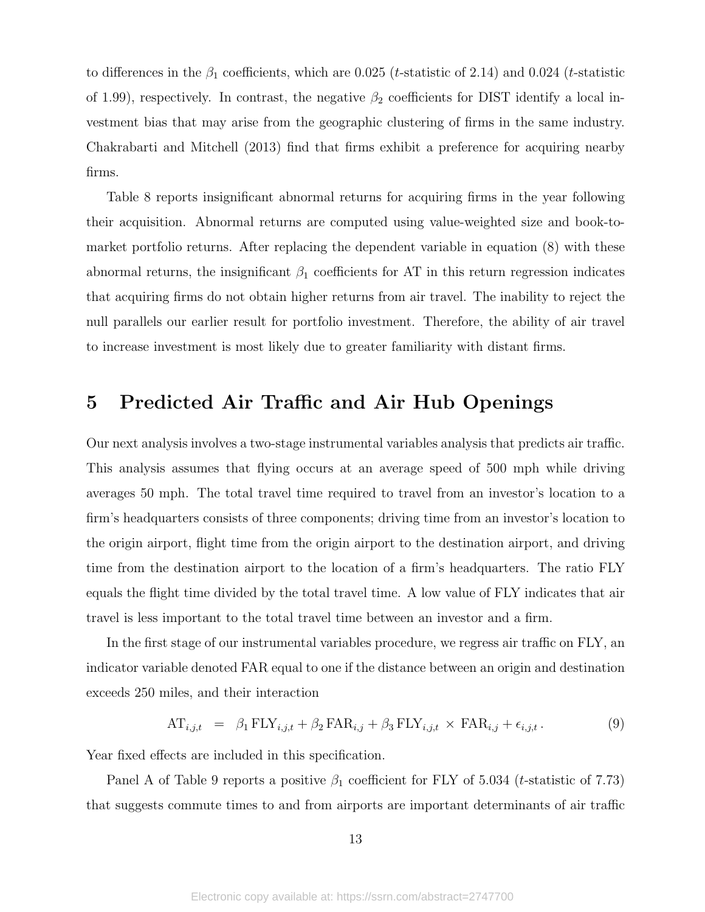to differences in the $\beta_1$ coefficients, which are 0.025 ($t$-statistic of 2.14) and 0.024 ($t$-statistic of 1.99), respectively. In contrast, the negative $\beta_2$ coefficients for DIST identify a local investment bias that may arise from the geographic clustering of firms in the same industry. Chakrabarti and Mitchell (2013) find that firms exhibit a preference for acquiring nearby firms.

Table 8 reports insignificant abnormal returns for acquiring firms in the year following their acquisition. Abnormal returns are computed using value-weighted size and book-to-market portfolio returns. After replacing the dependent variable in equation (8) with these abnormal returns, the insignificant $\beta_1$ coefficients for AT in this return regression indicates that acquiring firms do not obtain higher returns from air travel. The inability to reject the null parallels our earlier result for portfolio investment. Therefore, the ability of air travel to increase investment is most likely due to greater familiarity with distant firms.

# 5 Predicted Air Traffic and Air Hub Openings

Our next analysis involves a two-stage instrumental variables analysis that predicts air traffic. This analysis assumes that flying occurs at an average speed of 500 mph while driving averages 50 mph. The total travel time required to travel from an investor's location to a firm's headquarters consists of three components; driving time from an investor's location to the origin airport, flight time from the origin airport to the destination airport, and driving time from the destination airport to the location of a firm's headquarters. The ratio FLY equals the flight time divided by the total travel time. A low value of FLY indicates that air travel is less important to the total travel time between an investor and a firm.

In the first stage of our instrumental variables procedure, we regress air traffic on FLY, an indicator variable denoted FAR equal to one if the distance between an origin and destination exceeds 250 miles, and their interaction

$$\text{AT}_{i,j,t} \;=\; \beta_1 \, \text{FLY}_{i,j,t} + \beta_2 \, \text{FAR}_{i,j} + \beta_3 \, \text{FLY}_{i,j,t} \times \text{FAR}_{i,j} + \epsilon_{i,j,t} \,. \tag{9}$$

Year fixed effects are included in this specification.

Panel A of Table 9 reports a positive $\beta_1$ coefficient for FLY of 5.034 ($t$-statistic of 7.73) that suggests commute times to and from airports are important determinants of air traffic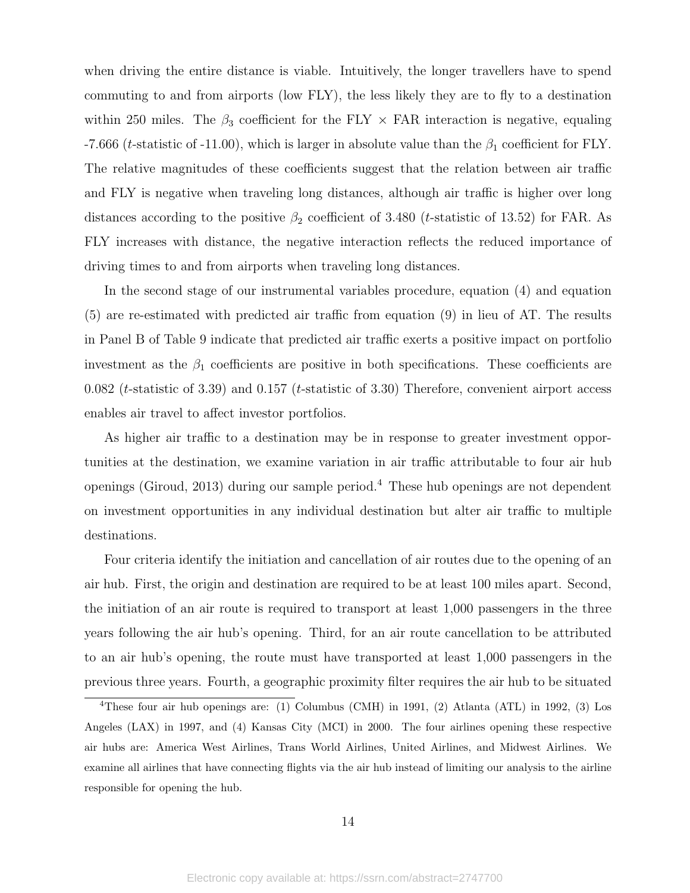when driving the entire distance is viable. Intuitively, the longer travellers have to spend commuting to and from airports (low FLY), the less likely they are to fly to a destination within 250 miles. The $\beta_3$ coefficient for the FLY $\times$ FAR interaction is negative, equaling -7.666 ($t$-statistic of -11.00), which is larger in absolute value than the $\beta_1$ coefficient for FLY. The relative magnitudes of these coefficients suggest that the relation between air traffic and FLY is negative when traveling long distances, although air traffic is higher over long distances according to the positive $\beta_2$ coefficient of 3.480 ($t$-statistic of 13.52) for FAR. As FLY increases with distance, the negative interaction reflects the reduced importance of driving times to and from airports when traveling long distances.

In the second stage of our instrumental variables procedure, equation (4) and equation (5) are re-estimated with predicted air traffic from equation (9) in lieu of AT. The results in Panel B of Table 9 indicate that predicted air traffic exerts a positive impact on portfolio investment as the $\beta_1$ coefficients are positive in both specifications. These coefficients are 0.082 ($t$-statistic of 3.39) and 0.157 ($t$-statistic of 3.30) Therefore, convenient airport access enables air travel to affect investor portfolios.

As higher air traffic to a destination may be in response to greater investment opportunities at the destination, we examine variation in air traffic attributable to four air hub openings (Giroud, 2013) during our sample period.[4] These hub openings are not dependent on investment opportunities in any individual destination but alter air traffic to multiple destinations.

Four criteria identify the initiation and cancellation of air routes due to the opening of an air hub. First, the origin and destination are required to be at least 100 miles apart. Second, the initiation of an air route is required to transport at least 1,000 passengers in the three years following the air hub's opening. Third, for an air route cancellation to be attributed to an air hub's opening, the route must have transported at least 1,000 passengers in the previous three years. Fourth, a geographic proximity filter requires the air hub to be situated

[4]These four air hub openings are: (1) Columbus (CMH) in 1991, (2) Atlanta (ATL) in 1992, (3) Los Angeles (LAX) in 1997, and (4) Kansas City (MCI) in 2000. The four airlines opening these respective air hubs are: America West Airlines, Trans World Airlines, United Airlines, and Midwest Airlines. We examine all airlines that have connecting flights via the air hub instead of limiting our analysis to the airline responsible for opening the hub.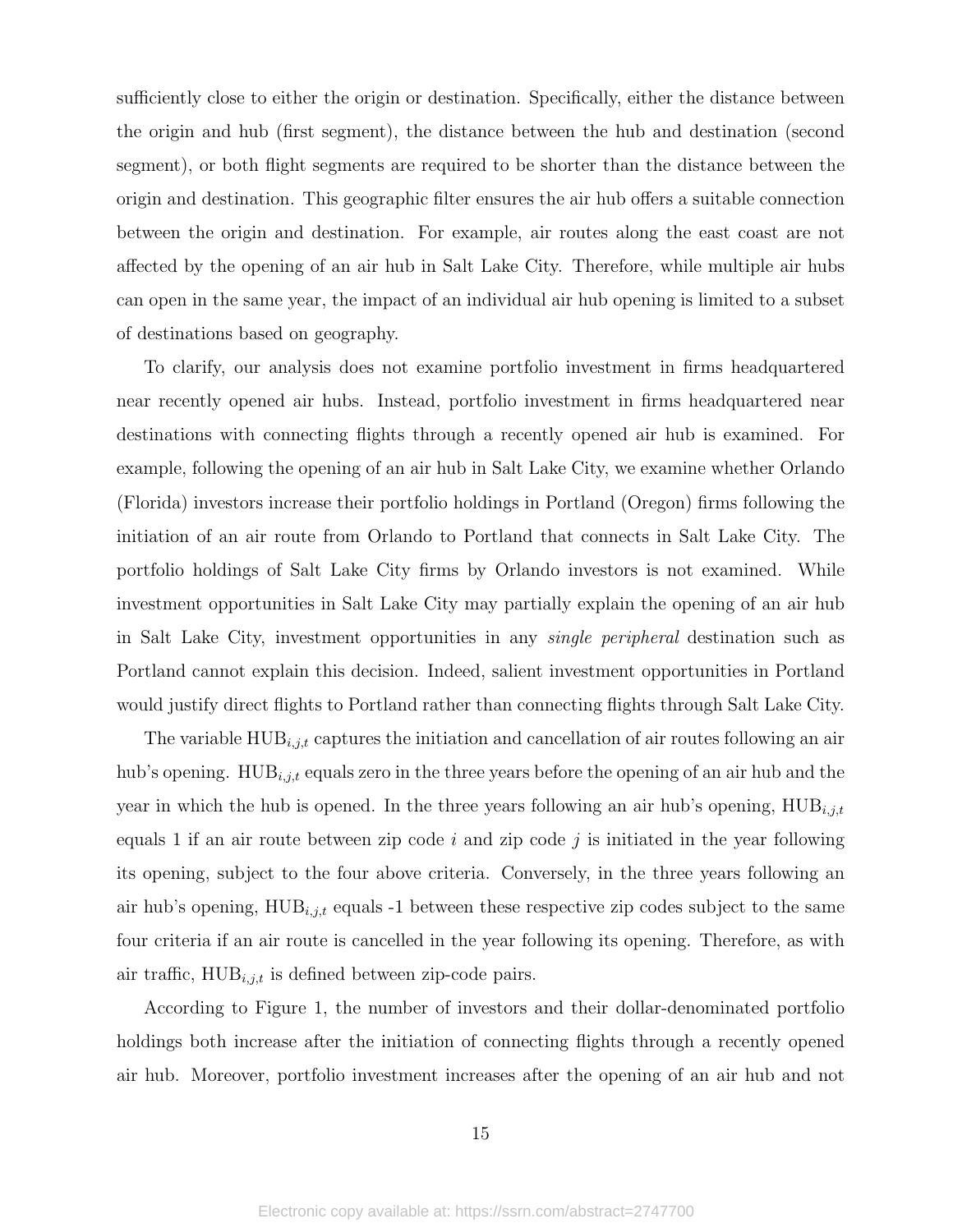sufficiently close to either the origin or destination. Specifically, either the distance between the origin and hub (first segment), the distance between the hub and destination (second segment), or both flight segments are required to be shorter than the distance between the origin and destination. This geographic filter ensures the air hub offers a suitable connection between the origin and destination. For example, air routes along the east coast are not affected by the opening of an air hub in Salt Lake City. Therefore, while multiple air hubs can open in the same year, the impact of an individual air hub opening is limited to a subset of destinations based on geography.

To clarify, our analysis does not examine portfolio investment in firms headquartered near recently opened air hubs. Instead, portfolio investment in firms headquartered near destinations with connecting flights through a recently opened air hub is examined. For example, following the opening of an air hub in Salt Lake City, we examine whether Orlando (Florida) investors increase their portfolio holdings in Portland (Oregon) firms following the initiation of an air route from Orlando to Portland that connects in Salt Lake City. The portfolio holdings of Salt Lake City firms by Orlando investors is not examined. While investment opportunities in Salt Lake City may partially explain the opening of an air hub in Salt Lake City, investment opportunities in any *single peripheral* destination such as Portland cannot explain this decision. Indeed, salient investment opportunities in Portland would justify direct flights to Portland rather than connecting flights through Salt Lake City.

The variable $\text{HUB}_{i,j,t}$ captures the initiation and cancellation of air routes following an air hub's opening. $\text{HUB}_{i,j,t}$ equals zero in the three years before the opening of an air hub and the year in which the hub is opened. In the three years following an air hub's opening, $\text{HUB}_{i,j,t}$ equals 1 if an air route between zip code $i$ and zip code $j$ is initiated in the year following its opening, subject to the four above criteria. Conversely, in the three years following an air hub's opening, $\text{HUB}_{i,j,t}$ equals -1 between these respective zip codes subject to the same four criteria if an air route is cancelled in the year following its opening. Therefore, as with air traffic, $\text{HUB}_{i,j,t}$ is defined between zip-code pairs.

According to Figure 1, the number of investors and their dollar-denominated portfolio holdings both increase after the initiation of connecting flights through a recently opened air hub. Moreover, portfolio investment increases after the opening of an air hub and not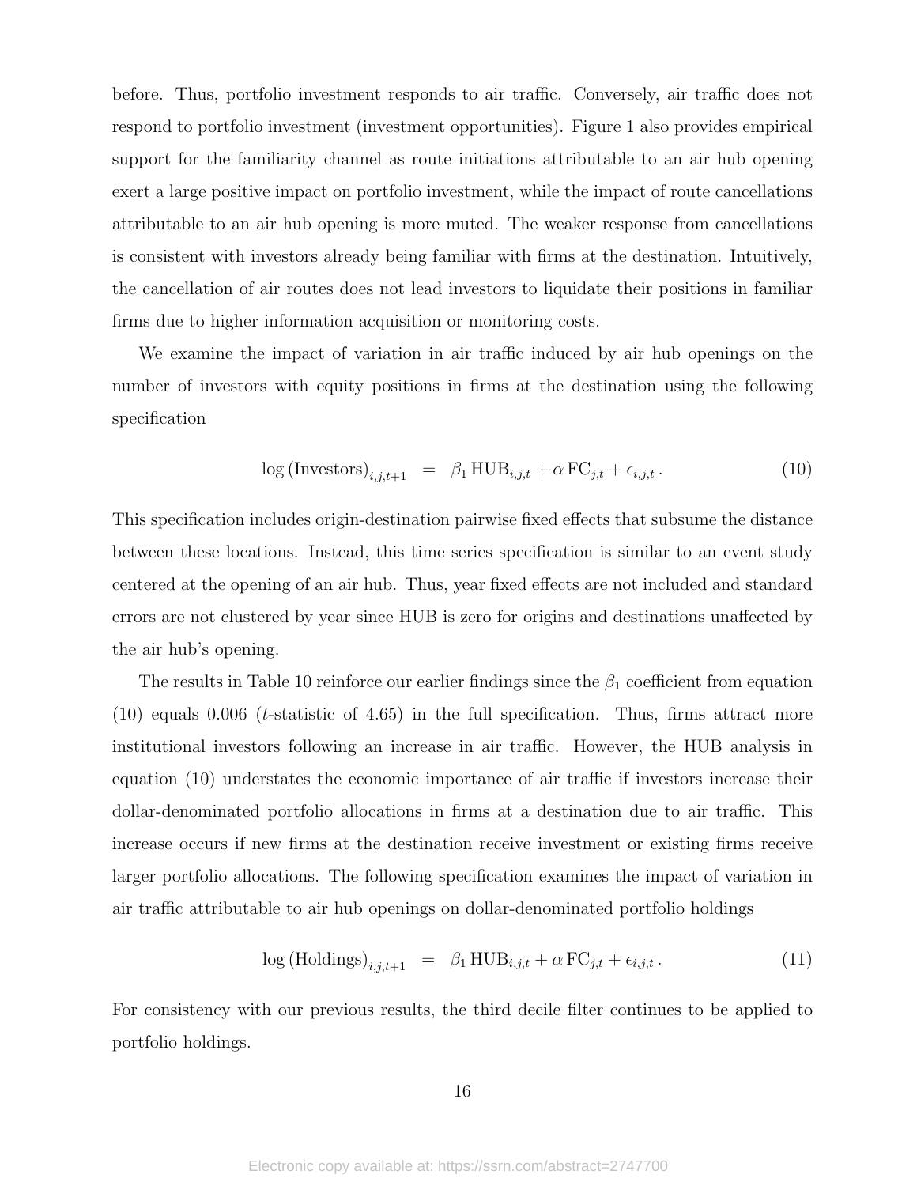before. Thus, portfolio investment responds to air traffic. Conversely, air traffic does not respond to portfolio investment (investment opportunities). Figure 1 also provides empirical support for the familiarity channel as route initiations attributable to an air hub opening exert a large positive impact on portfolio investment, while the impact of route cancellations attributable to an air hub opening is more muted. The weaker response from cancellations is consistent with investors already being familiar with firms at the destination. Intuitively, the cancellation of air routes does not lead investors to liquidate their positions in familiar firms due to higher information acquisition or monitoring costs.

We examine the impact of variation in air traffic induced by air hub openings on the number of investors with equity positions in firms at the destination using the following specification

$$\log\left(\text{Investors}\right)_{i,j,t+1} \;=\; \beta_1\, \text{HUB}_{i,j,t} + \alpha\, \text{FC}_{j,t} + \epsilon_{i,j,t}\,. \tag{10}$$

This specification includes origin-destination pairwise fixed effects that subsume the distance between these locations. Instead, this time series specification is similar to an event study centered at the opening of an air hub. Thus, year fixed effects are not included and standard errors are not clustered by year since HUB is zero for origins and destinations unaffected by the air hub's opening.

The results in Table 10 reinforce our earlier findings since the $\beta_1$ coefficient from equation (10) equals 0.006 ($t$-statistic of 4.65) in the full specification. Thus, firms attract more institutional investors following an increase in air traffic. However, the HUB analysis in equation (10) understates the economic importance of air traffic if investors increase their dollar-denominated portfolio allocations in firms at a destination due to air traffic. This increase occurs if new firms at the destination receive investment or existing firms receive larger portfolio allocations. The following specification examines the impact of variation in air traffic attributable to air hub openings on dollar-denominated portfolio holdings

$$\log\left(\text{Holdings}\right)_{i,j,t+1} \;=\; \beta_1\, \text{HUB}_{i,j,t} + \alpha\, \text{FC}_{j,t} + \epsilon_{i,j,t}\,. \tag{11}$$

For consistency with our previous results, the third decile filter continues to be applied to portfolio holdings.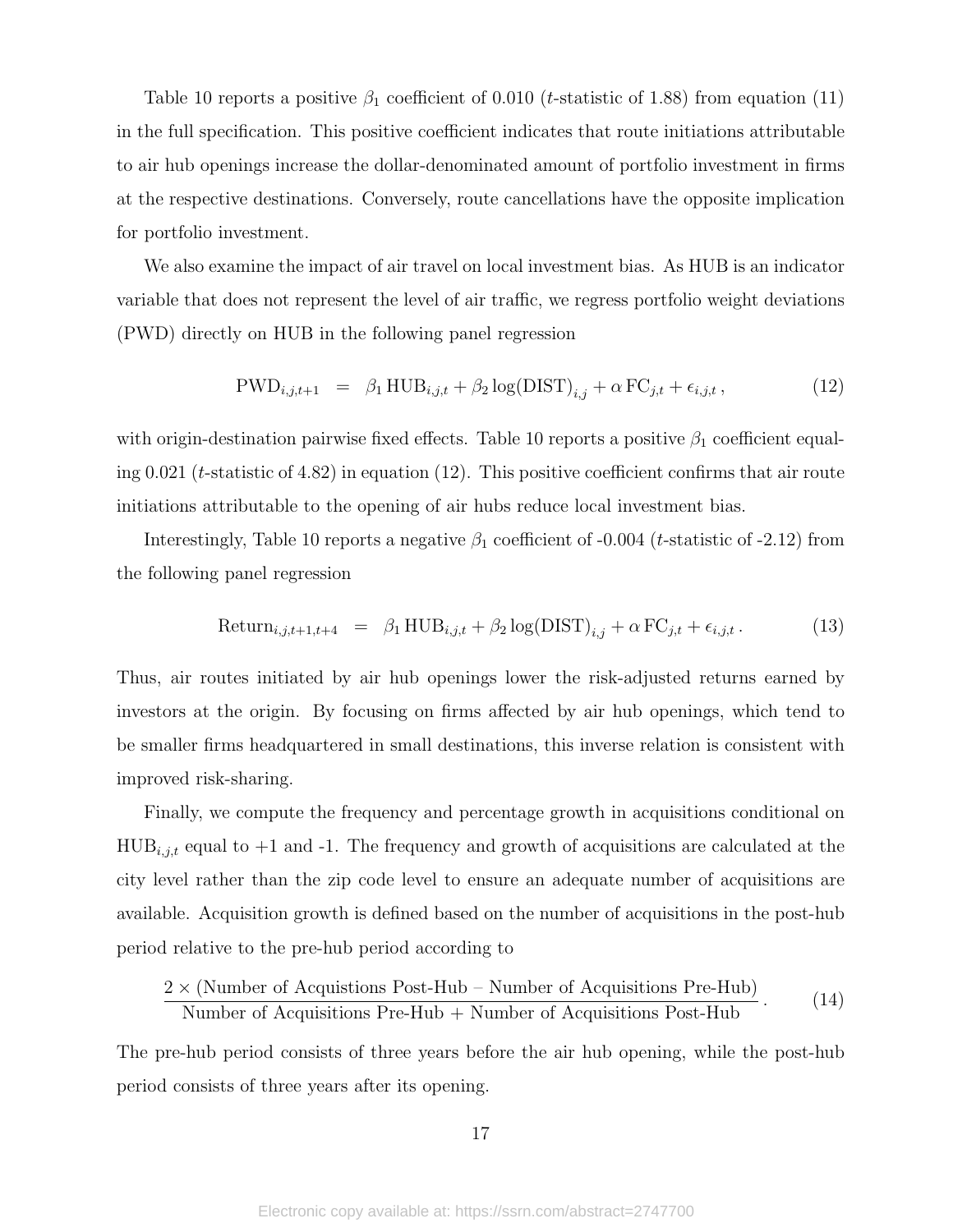Table 10 reports a positive $\beta_1$ coefficient of 0.010 ($t$-statistic of 1.88) from equation (11) in the full specification. This positive coefficient indicates that route initiations attributable to air hub openings increase the dollar-denominated amount of portfolio investment in firms at the respective destinations. Conversely, route cancellations have the opposite implication for portfolio investment.

We also examine the impact of air travel on local investment bias. As HUB is an indicator variable that does not represent the level of air traffic, we regress portfolio weight deviations (PWD) directly on HUB in the following panel regression

$$\text{PWD}_{i,j,t+1} \;=\; \beta_1 \, \text{HUB}_{i,j,t} + \beta_2 \log(\text{DIST})_{i,j} + \alpha \, \text{FC}_{j,t} + \epsilon_{i,j,t} \,, \tag{12}$$

with origin-destination pairwise fixed effects. Table 10 reports a positive $\beta_1$ coefficient equaling 0.021 ($t$-statistic of 4.82) in equation (12). This positive coefficient confirms that air route initiations attributable to the opening of air hubs reduce local investment bias.

Interestingly, Table 10 reports a negative $\beta_1$ coefficient of -0.004 ($t$-statistic of -2.12) from the following panel regression

$$\text{Return}_{i,j,t+1,t+4} \;=\; \beta_1 \, \text{HUB}_{i,j,t} + \beta_2 \log(\text{DIST})_{i,j} + \alpha \, \text{FC}_{j,t} + \epsilon_{i,j,t} \,. \tag{13}$$

Thus, air routes initiated by air hub openings lower the risk-adjusted returns earned by investors at the origin. By focusing on firms affected by air hub openings, which tend to be smaller firms headquartered in small destinations, this inverse relation is consistent with improved risk-sharing.

Finally, we compute the frequency and percentage growth in acquisitions conditional on $\text{HUB}_{i,j,t}$ equal to +1 and -1. The frequency and growth of acquisitions are calculated at the city level rather than the zip code level to ensure an adequate number of acquisitions are available. Acquisition growth is defined based on the number of acquisitions in the post-hub period relative to the pre-hub period according to

$$\frac{2 \times (\text{Number of Acquistions Post-Hub} - \text{Number of Acquisitions Pre-Hub})}{\text{Number of Acquisitions Pre-Hub} + \text{Number of Acquisitions Post-Hub}} \,. \tag{14}$$

The pre-hub period consists of three years before the air hub opening, while the post-hub period consists of three years after its opening.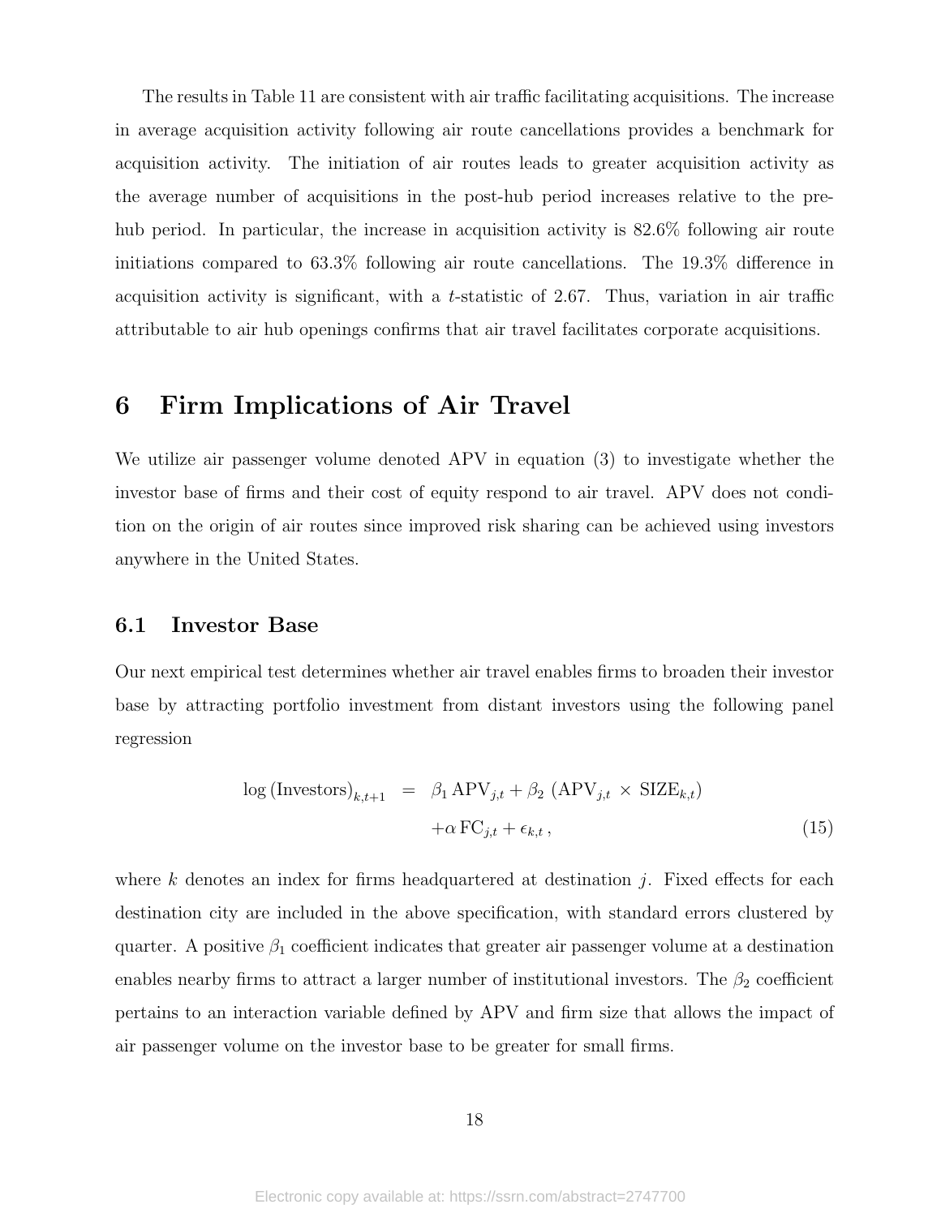The results in Table 11 are consistent with air traffic facilitating acquisitions. The increase in average acquisition activity following air route cancellations provides a benchmark for acquisition activity. The initiation of air routes leads to greater acquisition activity as the average number of acquisitions in the post-hub period increases relative to the pre-hub period. In particular, the increase in acquisition activity is 82.6% following air route initiations compared to 63.3% following air route cancellations. The 19.3% difference in acquisition activity is significant, with a $t$-statistic of 2.67. Thus, variation in air traffic attributable to air hub openings confirms that air travel facilitates corporate acquisitions.

# 6 Firm Implications of Air Travel

We utilize air passenger volume denoted APV in equation (3) to investigate whether the investor base of firms and their cost of equity respond to air travel. APV does not condition on the origin of air routes since improved risk sharing can be achieved using investors anywhere in the United States.

## 6.1 Investor Base

Our next empirical test determines whether air travel enables firms to broaden their investor base by attracting portfolio investment from distant investors using the following panel regression

$$
\begin{aligned}
\log\left(\text{Investors}\right)_{k,t+1} \;&=\; \beta_1\,\text{APV}_{j,t} + \beta_2\,\left(\text{APV}_{j,t} \times \text{SIZE}_{k,t}\right) \\
&\quad + \alpha\,\text{FC}_{j,t} + \epsilon_{k,t}\,,
\end{aligned}
\tag{15}
$$

where $k$ denotes an index for firms headquartered at destination $j$. Fixed effects for each destination city are included in the above specification, with standard errors clustered by quarter. A positive $\beta_1$ coefficient indicates that greater air passenger volume at a destination enables nearby firms to attract a larger number of institutional investors. The $\beta_2$ coefficient pertains to an interaction variable defined by APV and firm size that allows the impact of air passenger volume on the investor base to be greater for small firms.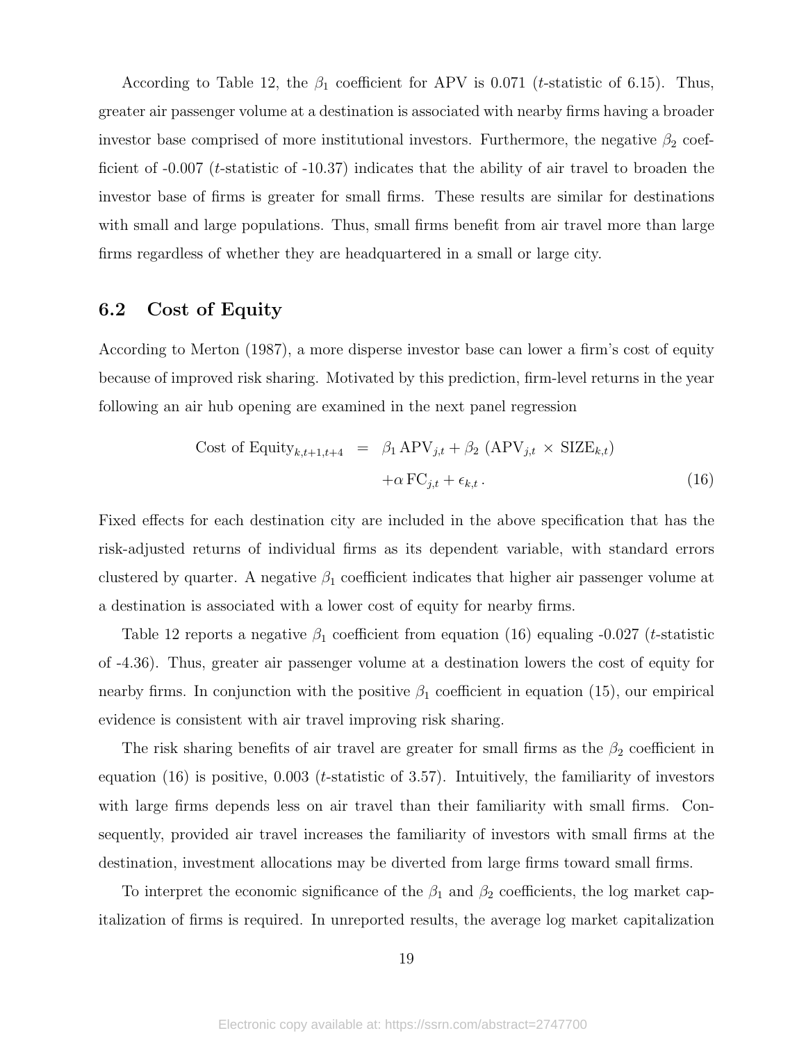According to Table 12, the $\beta_1$ coefficient for APV is 0.071 ($t$-statistic of 6.15). Thus, greater air passenger volume at a destination is associated with nearby firms having a broader investor base comprised of more institutional investors. Furthermore, the negative $\beta_2$ coefficient of -0.007 ($t$-statistic of -10.37) indicates that the ability of air travel to broaden the investor base of firms is greater for small firms. These results are similar for destinations with small and large populations. Thus, small firms benefit from air travel more than large firms regardless of whether they are headquartered in a small or large city.

## 6.2 Cost of Equity

According to Merton (1987), a more disperse investor base can lower a firm's cost of equity because of improved risk sharing. Motivated by this prediction, firm-level returns in the year following an air hub opening are examined in the next panel regression

$$\begin{aligned} \text{Cost of Equity}_{k,t+1,t+4} &= \beta_1 \, \text{APV}_{j,t} + \beta_2 \, (\text{APV}_{j,t} \times \text{SIZE}_{k,t}) \\ &\quad + \alpha \, \text{FC}_{j,t} + \epsilon_{k,t} \, . \end{aligned} \tag{16}$$

Fixed effects for each destination city are included in the above specification that has the risk-adjusted returns of individual firms as its dependent variable, with standard errors clustered by quarter. A negative $\beta_1$ coefficient indicates that higher air passenger volume at a destination is associated with a lower cost of equity for nearby firms.

Table 12 reports a negative $\beta_1$ coefficient from equation (16) equaling -0.027 ($t$-statistic of -4.36). Thus, greater air passenger volume at a destination lowers the cost of equity for nearby firms. In conjunction with the positive $\beta_1$ coefficient in equation (15), our empirical evidence is consistent with air travel improving risk sharing.

The risk sharing benefits of air travel are greater for small firms as the $\beta_2$ coefficient in equation (16) is positive, 0.003 ($t$-statistic of 3.57). Intuitively, the familiarity of investors with large firms depends less on air travel than their familiarity with small firms. Consequently, provided air travel increases the familiarity of investors with small firms at the destination, investment allocations may be diverted from large firms toward small firms.

To interpret the economic significance of the $\beta_1$ and $\beta_2$ coefficients, the log market capitalization of firms is required. In unreported results, the average log market capitalization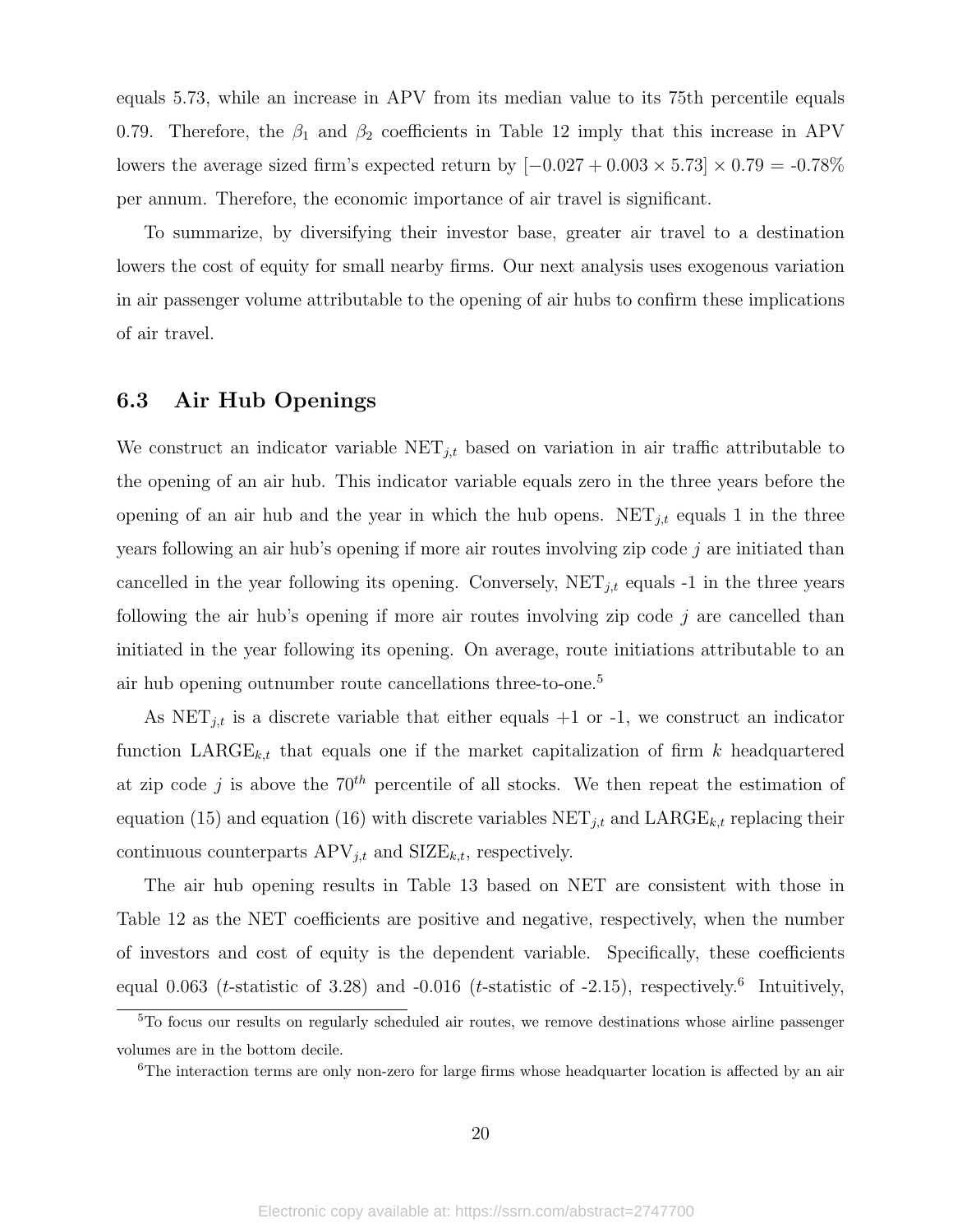equals 5.73, while an increase in APV from its median value to its 75th percentile equals 0.79. Therefore, the $\beta_1$ and $\beta_2$ coefficients in Table 12 imply that this increase in APV lowers the average sized firm's expected return by $[-0.027 + 0.003 \times 5.73] \times 0.79 =$ -0.78% per annum. Therefore, the economic importance of air travel is significant.

To summarize, by diversifying their investor base, greater air travel to a destination lowers the cost of equity for small nearby firms. Our next analysis uses exogenous variation in air passenger volume attributable to the opening of air hubs to confirm these implications of air travel.

### 6.3 Air Hub Openings

We construct an indicator variable $\text{NET}_{j,t}$ based on variation in air traffic attributable to the opening of an air hub. This indicator variable equals zero in the three years before the opening of an air hub and the year in which the hub opens. $\text{NET}_{j,t}$ equals 1 in the three years following an air hub's opening if more air routes involving zip code $j$ are initiated than cancelled in the year following its opening. Conversely, $\text{NET}_{j,t}$ equals -1 in the three years following the air hub's opening if more air routes involving zip code $j$ are cancelled than initiated in the year following its opening. On average, route initiations attributable to an air hub opening outnumber route cancellations three-to-one.[5]

As $\text{NET}_{j,t}$ is a discrete variable that either equals +1 or -1, we construct an indicator function $\text{LARGE}_{k,t}$ that equals one if the market capitalization of firm $k$ headquartered at zip code $j$ is above the $70^{th}$ percentile of all stocks. We then repeat the estimation of equation (15) and equation (16) with discrete variables $\text{NET}_{j,t}$ and $\text{LARGE}_{k,t}$ replacing their continuous counterparts $\text{APV}_{j,t}$ and $\text{SIZE}_{k,t}$, respectively.

The air hub opening results in Table 13 based on NET are consistent with those in Table 12 as the NET coefficients are positive and negative, respectively, when the number of investors and cost of equity is the dependent variable. Specifically, these coefficients equal 0.063 ($t$-statistic of 3.28) and -0.016 ($t$-statistic of -2.15), respectively.[6] Intuitively,

[5] To focus our results on regularly scheduled air routes, we remove destinations whose airline passenger volumes are in the bottom decile.

[6] The interaction terms are only non-zero for large firms whose headquarter location is affected by an air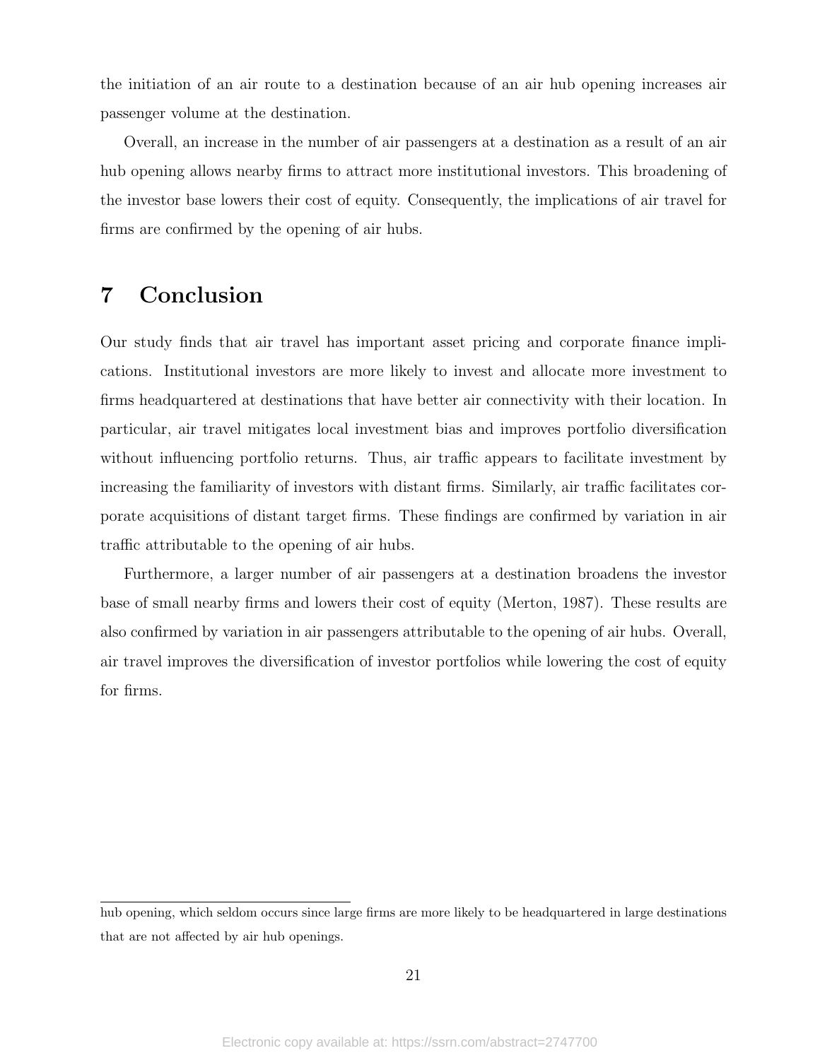the initiation of an air route to a destination because of an air hub opening increases air passenger volume at the destination.

Overall, an increase in the number of air passengers at a destination as a result of an air hub opening allows nearby firms to attract more institutional investors. This broadening of the investor base lowers their cost of equity. Consequently, the implications of air travel for firms are confirmed by the opening of air hubs.

# 7 Conclusion

Our study finds that air travel has important asset pricing and corporate finance implications. Institutional investors are more likely to invest and allocate more investment to firms headquartered at destinations that have better air connectivity with their location. In particular, air travel mitigates local investment bias and improves portfolio diversification without influencing portfolio returns. Thus, air traffic appears to facilitate investment by increasing the familiarity of investors with distant firms. Similarly, air traffic facilitates corporate acquisitions of distant target firms. These findings are confirmed by variation in air traffic attributable to the opening of air hubs.

Furthermore, a larger number of air passengers at a destination broadens the investor base of small nearby firms and lowers their cost of equity (Merton, 1987). These results are also confirmed by variation in air passengers attributable to the opening of air hubs. Overall, air travel improves the diversification of investor portfolios while lowering the cost of equity for firms.

---

hub opening, which seldom occurs since large firms are more likely to be headquartered in large destinations that are not affected by air hub openings.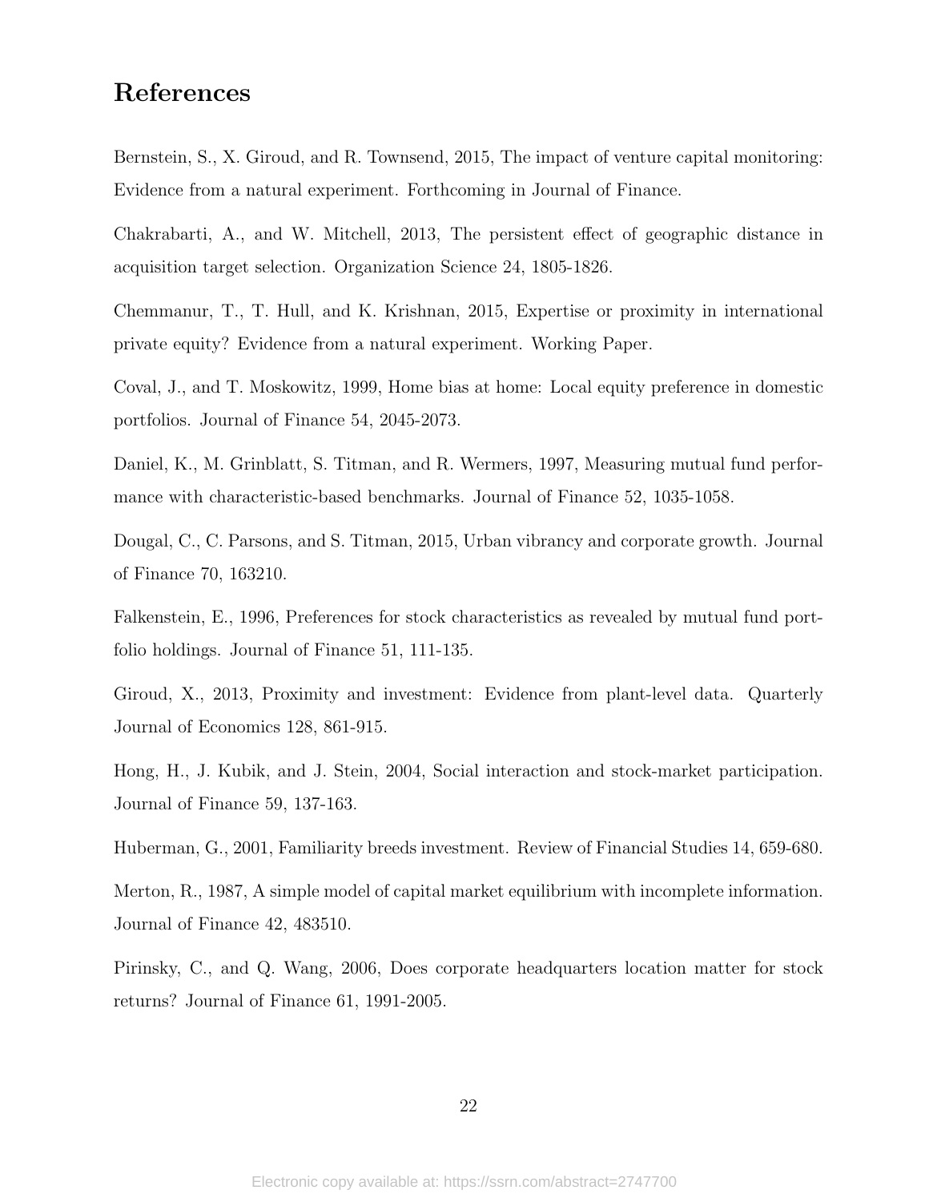# References

Bernstein, S., X. Giroud, and R. Townsend, 2015, The impact of venture capital monitoring: Evidence from a natural experiment. Forthcoming in Journal of Finance.

Chakrabarti, A., and W. Mitchell, 2013, The persistent effect of geographic distance in acquisition target selection. Organization Science 24, 1805-1826.

Chemmanur, T., T. Hull, and K. Krishnan, 2015, Expertise or proximity in international private equity? Evidence from a natural experiment. Working Paper.

Coval, J., and T. Moskowitz, 1999, Home bias at home: Local equity preference in domestic portfolios. Journal of Finance 54, 2045-2073.

Daniel, K., M. Grinblatt, S. Titman, and R. Wermers, 1997, Measuring mutual fund performance with characteristic-based benchmarks. Journal of Finance 52, 1035-1058.

Dougal, C., C. Parsons, and S. Titman, 2015, Urban vibrancy and corporate growth. Journal of Finance 70, 163210.

Falkenstein, E., 1996, Preferences for stock characteristics as revealed by mutual fund portfolio holdings. Journal of Finance 51, 111-135.

Giroud, X., 2013, Proximity and investment: Evidence from plant-level data. Quarterly Journal of Economics 128, 861-915.

Hong, H., J. Kubik, and J. Stein, 2004, Social interaction and stock-market participation. Journal of Finance 59, 137-163.

Huberman, G., 2001, Familiarity breeds investment. Review of Financial Studies 14, 659-680.

Merton, R., 1987, A simple model of capital market equilibrium with incomplete information. Journal of Finance 42, 483510.

Pirinsky, C., and Q. Wang, 2006, Does corporate headquarters location matter for stock returns? Journal of Finance 61, 1991-2005.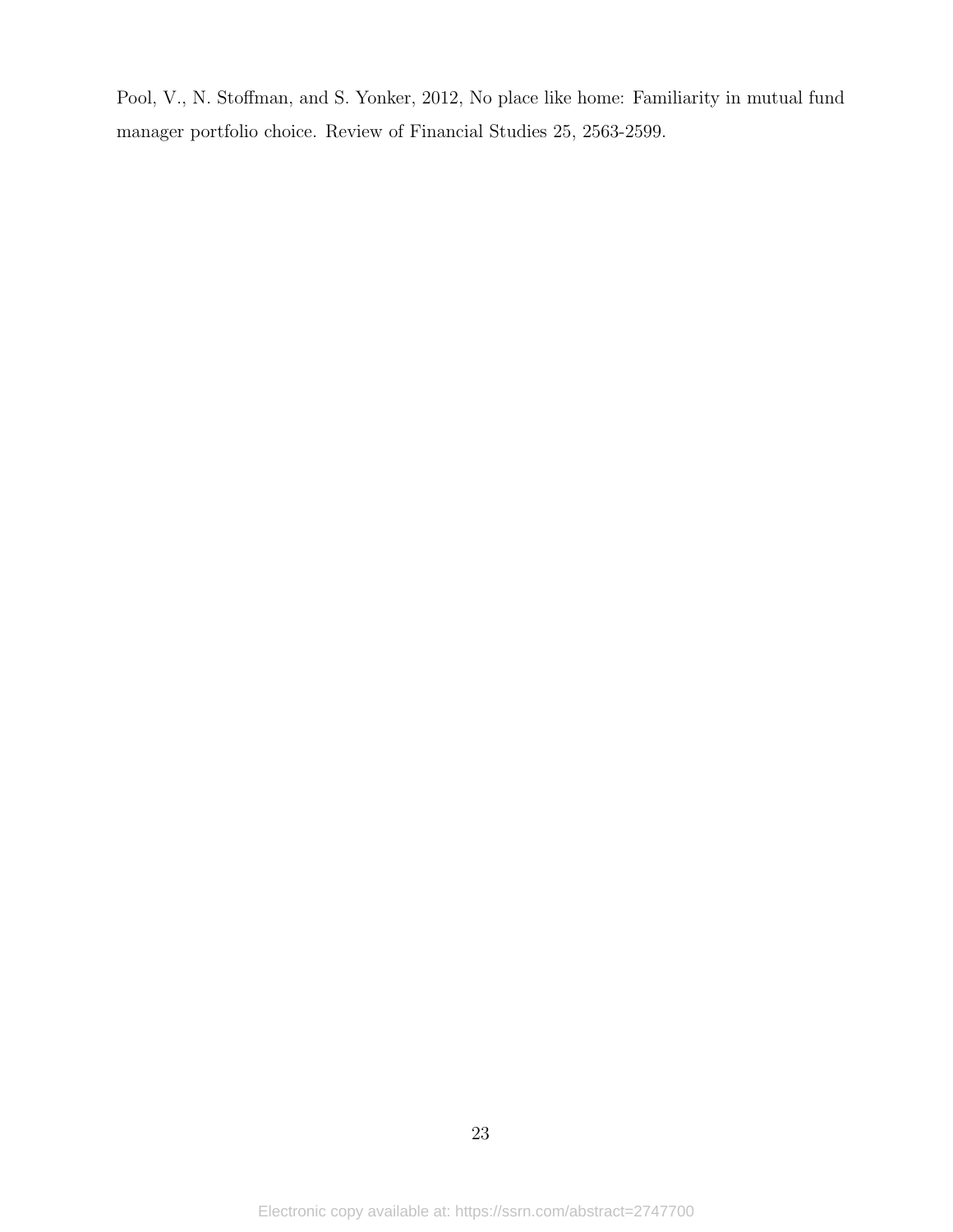Pool, V., N. Stoffman, and S. Yonker, 2012, No place like home: Familiarity in mutual fund manager portfolio choice. Review of Financial Studies 25, 2563-2599.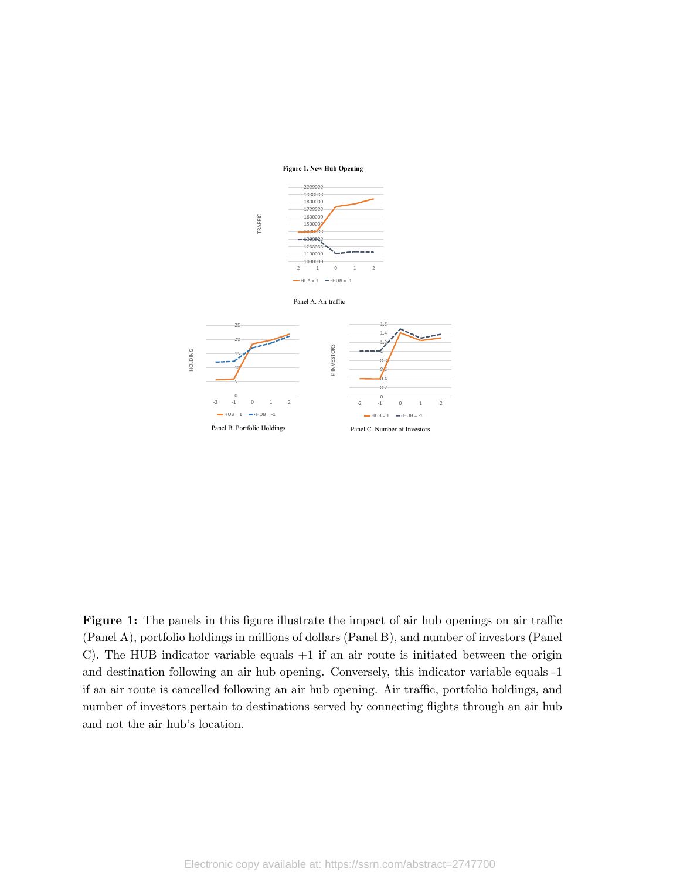**Figure 1. New Hub Opening**

Panel A. Air traffic

Panel B. Portfolio Holdings

Panel C. Number of Investors

**Figure 1:** The panels in this figure illustrate the impact of air hub openings on air traffic (Panel A), portfolio holdings in millions of dollars (Panel B), and number of investors (Panel C). The HUB indicator variable equals +1 if an air route is initiated between the origin and destination following an air hub opening. Conversely, this indicator variable equals -1 if an air route is cancelled following an air hub opening. Air traffic, portfolio holdings, and number of investors pertain to destinations served by connecting flights through an air hub and not the air hub's location.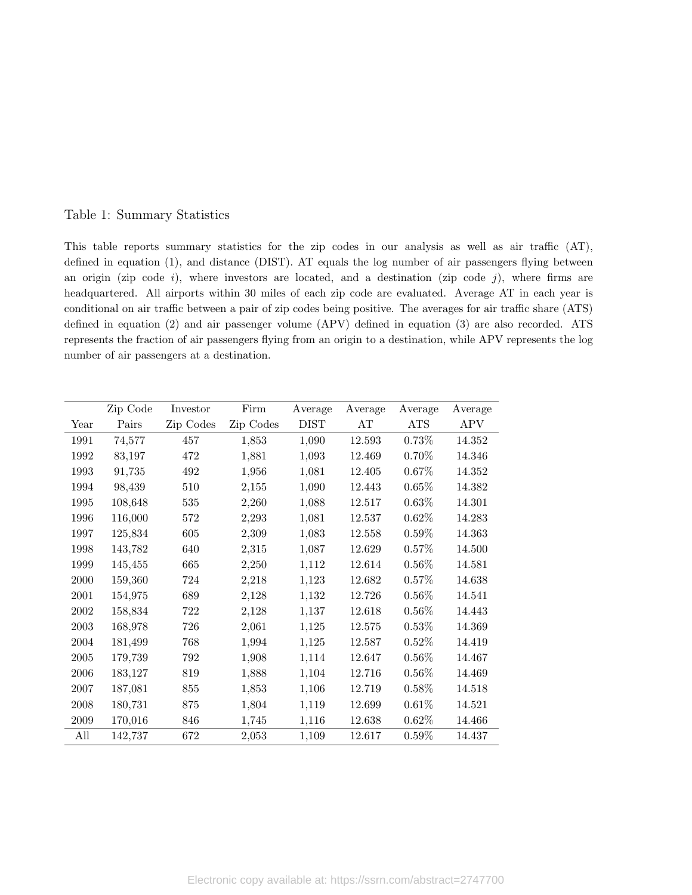Table 1: Summary Statistics

This table reports summary statistics for the zip codes in our analysis as well as air traffic (AT), defined in equation (1), and distance (DIST). AT equals the log number of air passengers flying between an origin (zip code $i$), where investors are located, and a destination (zip code $j$), where firms are headquartered. All airports within 30 miles of each zip code are evaluated. Average AT in each year is conditional on air traffic between a pair of zip codes being positive. The averages for air traffic share (ATS) defined in equation (2) and air passenger volume (APV) defined in equation (3) are also recorded. ATS represents the fraction of air passengers flying from an origin to a destination, while APV represents the log number of air passengers at a destination.

| Year | Zip Code Pairs | Investor Zip Codes | Firm Zip Codes | Average DIST | Average AT | Average ATS | Average APV |
|---|---|---|---|---|---|---|---|
| 1991 | 74,577 | 457 | 1,853 | 1,090 | 12.593 | 0.73% | 14.352 |
| 1992 | 83,197 | 472 | 1,881 | 1,093 | 12.469 | 0.70% | 14.346 |
| 1993 | 91,735 | 492 | 1,956 | 1,081 | 12.405 | 0.67% | 14.352 |
| 1994 | 98,439 | 510 | 2,155 | 1,090 | 12.443 | 0.65% | 14.382 |
| 1995 | 108,648 | 535 | 2,260 | 1,088 | 12.517 | 0.63% | 14.301 |
| 1996 | 116,000 | 572 | 2,293 | 1,081 | 12.537 | 0.62% | 14.283 |
| 1997 | 125,834 | 605 | 2,309 | 1,083 | 12.558 | 0.59% | 14.363 |
| 1998 | 143,782 | 640 | 2,315 | 1,087 | 12.629 | 0.57% | 14.500 |
| 1999 | 145,455 | 665 | 2,250 | 1,112 | 12.614 | 0.56% | 14.581 |
| 2000 | 159,360 | 724 | 2,218 | 1,123 | 12.682 | 0.57% | 14.638 |
| 2001 | 154,975 | 689 | 2,128 | 1,132 | 12.726 | 0.56% | 14.541 |
| 2002 | 158,834 | 722 | 2,128 | 1,137 | 12.618 | 0.56% | 14.443 |
| 2003 | 168,978 | 726 | 2,061 | 1,125 | 12.575 | 0.53% | 14.369 |
| 2004 | 181,499 | 768 | 1,994 | 1,125 | 12.587 | 0.52% | 14.419 |
| 2005 | 179,739 | 792 | 1,908 | 1,114 | 12.647 | 0.56% | 14.467 |
| 2006 | 183,127 | 819 | 1,888 | 1,104 | 12.716 | 0.56% | 14.469 |
| 2007 | 187,081 | 855 | 1,853 | 1,106 | 12.719 | 0.58% | 14.518 |
| 2008 | 180,731 | 875 | 1,804 | 1,119 | 12.699 | 0.61% | 14.521 |
| 2009 | 170,016 | 846 | 1,745 | 1,116 | 12.638 | 0.62% | 14.466 |
| All | 142,737 | 672 | 2,053 | 1,109 | 12.617 | 0.59% | 14.437 |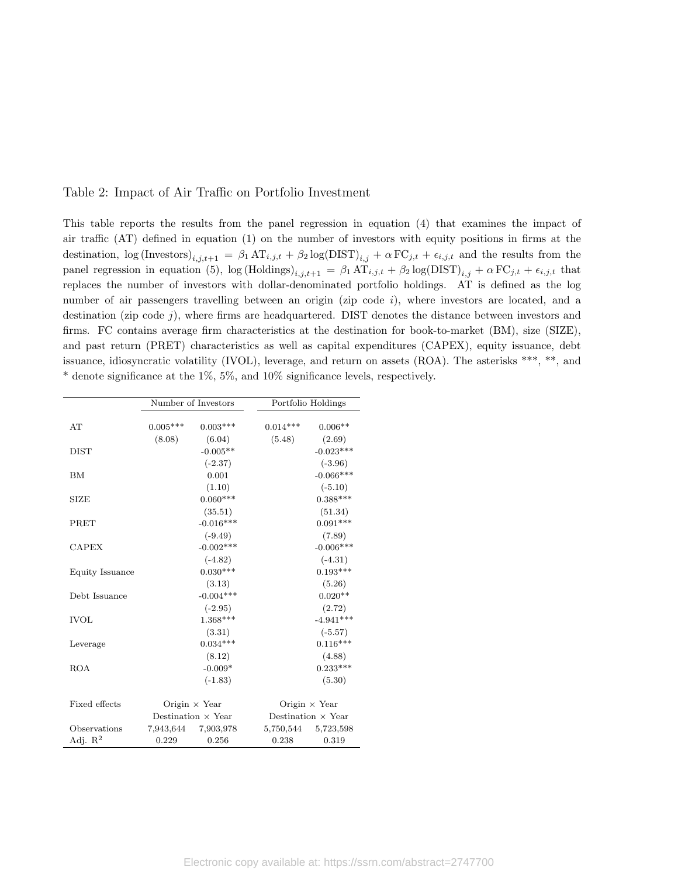Table 2: Impact of Air Traffic on Portfolio Investment

This table reports the results from the panel regression in equation (4) that examines the impact of air traffic (AT) defined in equation (1) on the number of investors with equity positions in firms at the destination, $\log(\text{Investors})_{i,j,t+1} = \beta_1 \text{AT}_{i,j,t} + \beta_2 \log(\text{DIST})_{i,j} + \alpha \text{FC}_{j,t} + \epsilon_{i,j,t}$ and the results from the panel regression in equation (5), $\log(\text{Holdings})_{i,j,t+1} = \beta_1 \text{AT}_{i,j,t} + \beta_2 \log(\text{DIST})_{i,j} + \alpha \text{FC}_{j,t} + \epsilon_{i,j,t}$ that replaces the number of investors with dollar-denominated portfolio holdings. AT is defined as the log number of air passengers travelling between an origin (zip code $i$), where investors are located, and a destination (zip code $j$), where firms are headquartered. DIST denotes the distance between investors and firms. FC contains average firm characteristics at the destination for book-to-market (BM), size (SIZE), and past return (PRET) characteristics as well as capital expenditures (CAPEX), equity issuance, debt issuance, idiosyncratic volatility (IVOL), leverage, and return on assets (ROA). The asterisks ***, **, and * denote significance at the 1%, 5%, and 10% significance levels, respectively.

| | Number of Investors | | Portfolio Holdings | |
|---|---|---|---|---|
| AT | 0.005*** | 0.003*** | 0.014*** | 0.006** |
| | (8.08) | (6.04) | (5.48) | (2.69) |
| DIST | | -0.005** | | -0.023*** |
| | | (-2.37) | | (-3.96) |
| BM | | 0.001 | | -0.066*** |
| | | (1.10) | | (-5.10) |
| SIZE | | 0.060*** | | 0.388*** |
| | | (35.51) | | (51.34) |
| PRET | | -0.016*** | | 0.091*** |
| | | (-9.49) | | (7.89) |
| CAPEX | | -0.002*** | | -0.006*** |
| | | (-4.82) | | (-4.31) |
| Equity Issuance | | 0.030*** | | 0.193*** |
| | | (3.13) | | (5.26) |
| Debt Issuance | | -0.004*** | | 0.020** |
| | | (-2.95) | | (2.72) |
| IVOL | | 1.368*** | | -4.941*** |
| | | (3.31) | | (-5.57) |
| Leverage | | 0.034*** | | 0.116*** |
| | | (8.12) | | (4.88) |
| ROA | | -0.009* | | 0.233*** |
| | | (-1.83) | | (5.30) |
| Fixed effects | Origin × Year | | Origin × Year | |
| | Destination × Year | | Destination × Year | |
| Observations | 7,943,644 | 7,903,978 | 5,750,544 | 5,723,598 |
| Adj. $R^2$ | 0.229 | 0.256 | 0.238 | 0.319 |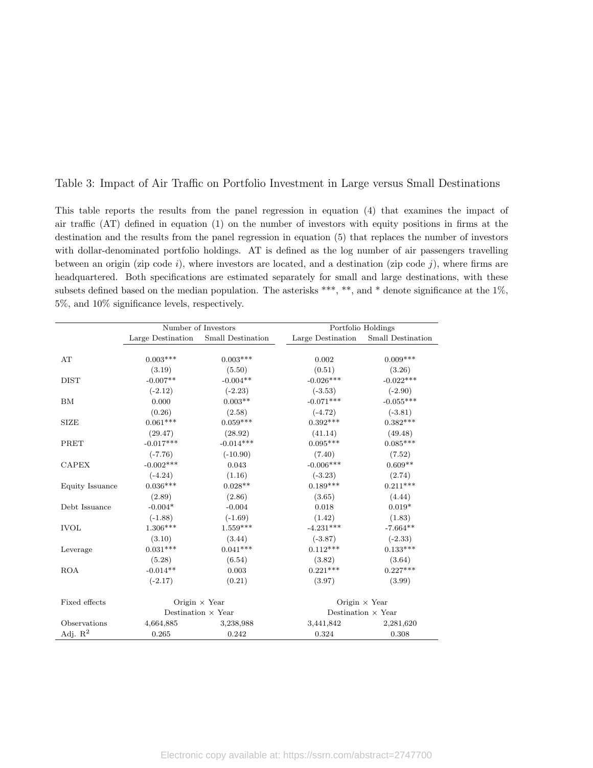Table 3: Impact of Air Traffic on Portfolio Investment in Large versus Small Destinations

This table reports the results from the panel regression in equation (4) that examines the impact of air traffic (AT) defined in equation (1) on the number of investors with equity positions in firms at the destination and the results from the panel regression in equation (5) that replaces the number of investors with dollar-denominated portfolio holdings. AT is defined as the log number of air passengers travelling between an origin (zip code $i$), where investors are located, and a destination (zip code $j$), where firms are headquartered. Both specifications are estimated separately for small and large destinations, with these subsets defined based on the median population. The asterisks ***, **, and * denote significance at the 1%, 5%, and 10% significance levels, respectively.

| | Number of Investors | | Portfolio Holdings | |
|---|---|---|---|---|
| | Large Destination | Small Destination | Large Destination | Small Destination |
| AT | 0.003*** | 0.003*** | 0.002 | 0.009*** |
| | (3.19) | (5.50) | (0.51) | (3.26) |
| DIST | -0.007** | -0.004** | -0.026*** | -0.022*** |
| | (-2.12) | (-2.23) | (-3.53) | (-2.90) |
| BM | 0.000 | 0.003** | -0.071*** | -0.055*** |
| | (0.26) | (2.58) | (-4.72) | (-3.81) |
| SIZE | 0.061*** | 0.059*** | 0.392*** | 0.382*** |
| | (29.47) | (28.92) | (41.14) | (49.48) |
| PRET | -0.017*** | -0.014*** | 0.095*** | 0.085*** |
| | (-7.76) | (-10.90) | (7.40) | (7.52) |
| CAPEX | -0.002*** | 0.043 | -0.006*** | 0.609** |
| | (-4.24) | (1.16) | (-3.23) | (2.74) |
| Equity Issuance | 0.036*** | 0.028** | 0.189*** | 0.211*** |
| | (2.89) | (2.86) | (3.65) | (4.44) |
| Debt Issuance | -0.004* | -0.004 | 0.018 | 0.019* |
| | (-1.88) | (-1.69) | (1.42) | (1.83) |
| IVOL | 1.306*** | 1.559*** | -4.231*** | -7.664** |
| | (3.10) | (3.44) | (-3.87) | (-2.33) |
| Leverage | 0.031*** | 0.041*** | 0.112*** | 0.133*** |
| | (5.28) | (6.54) | (3.82) | (3.64) |
| ROA | -0.014** | 0.003 | 0.221*** | 0.227*** |
| | (-2.17) | (0.21) | (3.97) | (3.99) |
| Fixed effects | Origin × Year | | Origin × Year | |
| | Destination × Year | | Destination × Year | |
| Observations | 4,664,885 | 3,238,988 | 3,441,842 | 2,281,620 |
| Adj. $R^2$ | 0.265 | 0.242 | 0.324 | 0.308 |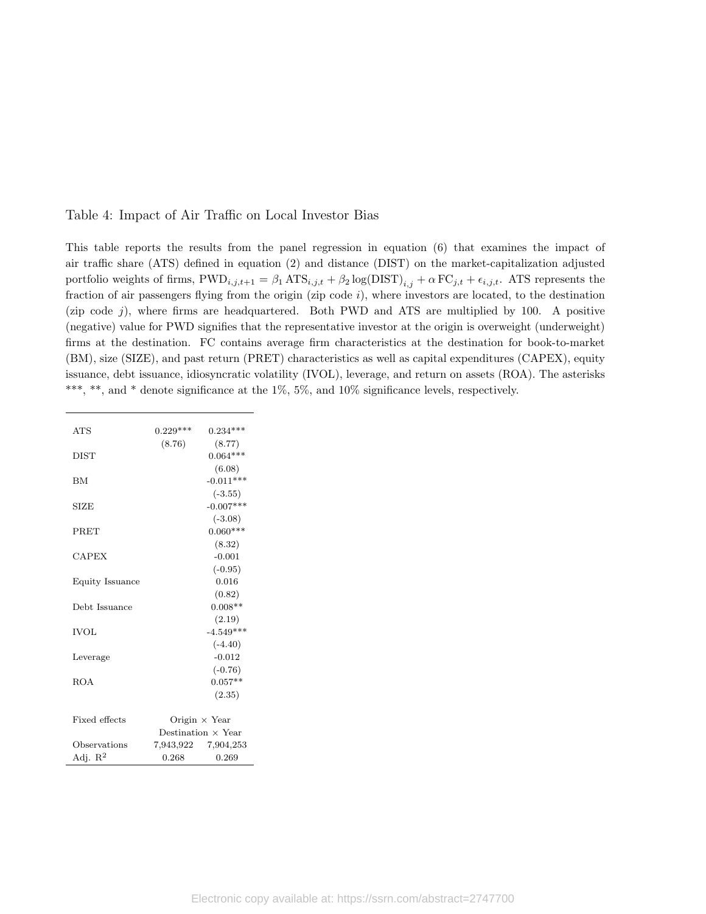Table 4: Impact of Air Traffic on Local Investor Bias

This table reports the results from the panel regression in equation (6) that examines the impact of air traffic share (ATS) defined in equation (2) and distance (DIST) on the market-capitalization adjusted portfolio weights of firms, $\text{PWD}_{i,j,t+1} = \beta_1 \, \text{ATS}_{i,j,t} + \beta_2 \log(\text{DIST})_{i,j} + \alpha \, \text{FC}_{j,t} + \epsilon_{i,j,t}$. ATS represents the fraction of air passengers flying from the origin (zip code $i$), where investors are located, to the destination (zip code $j$), where firms are headquartered. Both PWD and ATS are multiplied by 100. A positive (negative) value for PWD signifies that the representative investor at the origin is overweight (underweight) firms at the destination. FC contains average firm characteristics at the destination for book-to-market (BM), size (SIZE), and past return (PRET) characteristics as well as capital expenditures (CAPEX), equity issuance, debt issuance, idiosyncratic volatility (IVOL), leverage, and return on assets (ROA). The asterisks ***, **, and * denote significance at the 1%, 5%, and 10% significance levels, respectively.

| | | |
|---|---|---|
| ATS | 0.229*** | 0.234*** |
| | (8.76) | (8.77) |
| DIST | | 0.064*** |
| | | (6.08) |
| BM | | -0.011*** |
| | | (-3.55) |
| SIZE | | -0.007*** |
| | | (-3.08) |
| PRET | | 0.060*** |
| | | (8.32) |
| CAPEX | | -0.001 |
| | | (-0.95) |
| Equity Issuance | | 0.016 |
| | | (0.82) |
| Debt Issuance | | 0.008** |
| | | (2.19) |
| IVOL | | -4.549*** |
| | | (-4.40) |
| Leverage | | -0.012 |
| | | (-0.76) |
| ROA | | 0.057** |
| | | (2.35) |
| Fixed effects | Origin × Year | |
| | Destination × Year | |
| Observations | 7,943,922 | 7,904,253 |
| Adj. $R^2$ | 0.268 | 0.269 |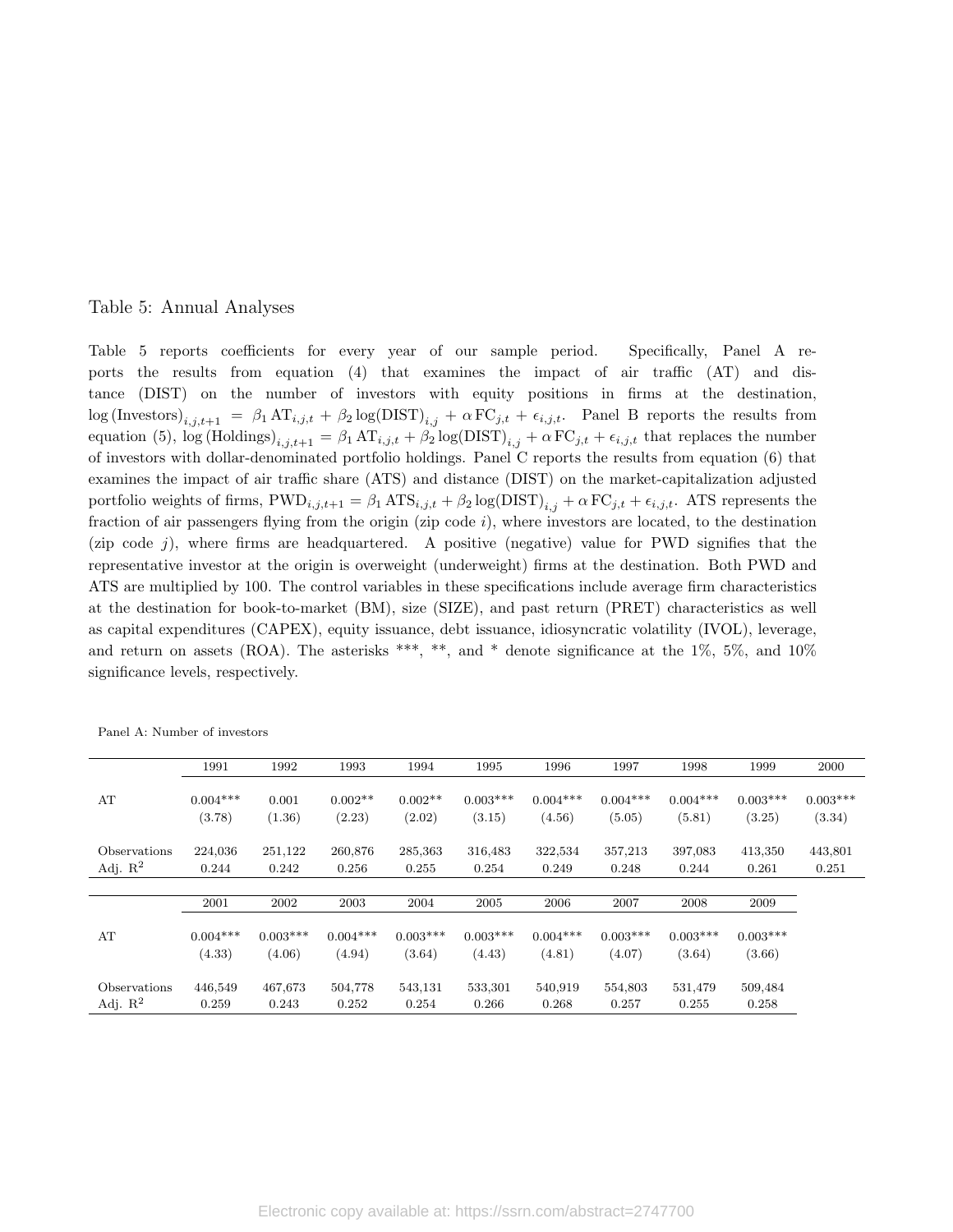Table 5: Annual Analyses

Table 5 reports coefficients for every year of our sample period. Specifically, Panel A reports the results from equation (4) that examines the impact of air traffic (AT) and distance (DIST) on the number of investors with equity positions in firms at the destination, $\log(\text{Investors})_{i,j,t+1} = \beta_1 \text{AT}_{i,j,t} + \beta_2 \log(\text{DIST})_{i,j} + \alpha \text{FC}_{j,t} + \epsilon_{i,j,t}$. Panel B reports the results from equation (5), $\log(\text{Holdings})_{i,j,t+1} = \beta_1 \text{AT}_{i,j,t} + \beta_2 \log(\text{DIST})_{i,j} + \alpha \text{FC}_{j,t} + \epsilon_{i,j,t}$ that replaces the number of investors with dollar-denominated portfolio holdings. Panel C reports the results from equation (6) that examines the impact of air traffic share (ATS) and distance (DIST) on the market-capitalization adjusted portfolio weights of firms, $\text{PWD}_{i,j,t+1} = \beta_1 \text{ATS}_{i,j,t} + \beta_2 \log(\text{DIST})_{i,j} + \alpha \text{FC}_{j,t} + \epsilon_{i,j,t}$. ATS represents the fraction of air passengers flying from the origin (zip code $i$), where investors are located, to the destination (zip code $j$), where firms are headquartered. A positive (negative) value for PWD signifies that the representative investor at the origin is overweight (underweight) firms at the destination. Both PWD and ATS are multiplied by 100. The control variables in these specifications include average firm characteristics at the destination for book-to-market (BM), size (SIZE), and past return (PRET) characteristics as well as capital expenditures (CAPEX), equity issuance, debt issuance, idiosyncratic volatility (IVOL), leverage, and return on assets (ROA). The asterisks ***, **, and * denote significance at the 1%, 5%, and 10% significance levels, respectively.

Panel A: Number of investors

| | 1991 | 1992 | 1993 | 1994 | 1995 | 1996 | 1997 | 1998 | 1999 | 2000 |
|---|---|---|---|---|---|---|---|---|---|---|
| AT | 0.004*** | 0.001 | 0.002** | 0.002** | 0.003*** | 0.004*** | 0.004*** | 0.004*** | 0.003*** | 0.003*** |
| | (3.78) | (1.36) | (2.23) | (2.02) | (3.15) | (4.56) | (5.05) | (5.81) | (3.25) | (3.34) |
| Observations | 224,036 | 251,122 | 260,876 | 285,363 | 316,483 | 322,534 | 357,213 | 397,083 | 413,350 | 443,801 |
| Adj. $R^2$ | 0.244 | 0.242 | 0.256 | 0.255 | 0.254 | 0.249 | 0.248 | 0.244 | 0.261 | 0.251 |

| | 2001 | 2002 | 2003 | 2004 | 2005 | 2006 | 2007 | 2008 | 2009 |
|---|---|---|---|---|---|---|---|---|---|
| AT | 0.004*** | 0.003*** | 0.004*** | 0.003*** | 0.003*** | 0.004*** | 0.003*** | 0.003*** | 0.003*** |
| | (4.33) | (4.06) | (4.94) | (3.64) | (4.43) | (4.81) | (4.07) | (3.64) | (3.66) |
| Observations | 446,549 | 467,673 | 504,778 | 543,131 | 533,301 | 540,919 | 554,803 | 531,479 | 509,484 |
| Adj. $R^2$ | 0.259 | 0.243 | 0.252 | 0.254 | 0.266 | 0.268 | 0.257 | 0.255 | 0.258 |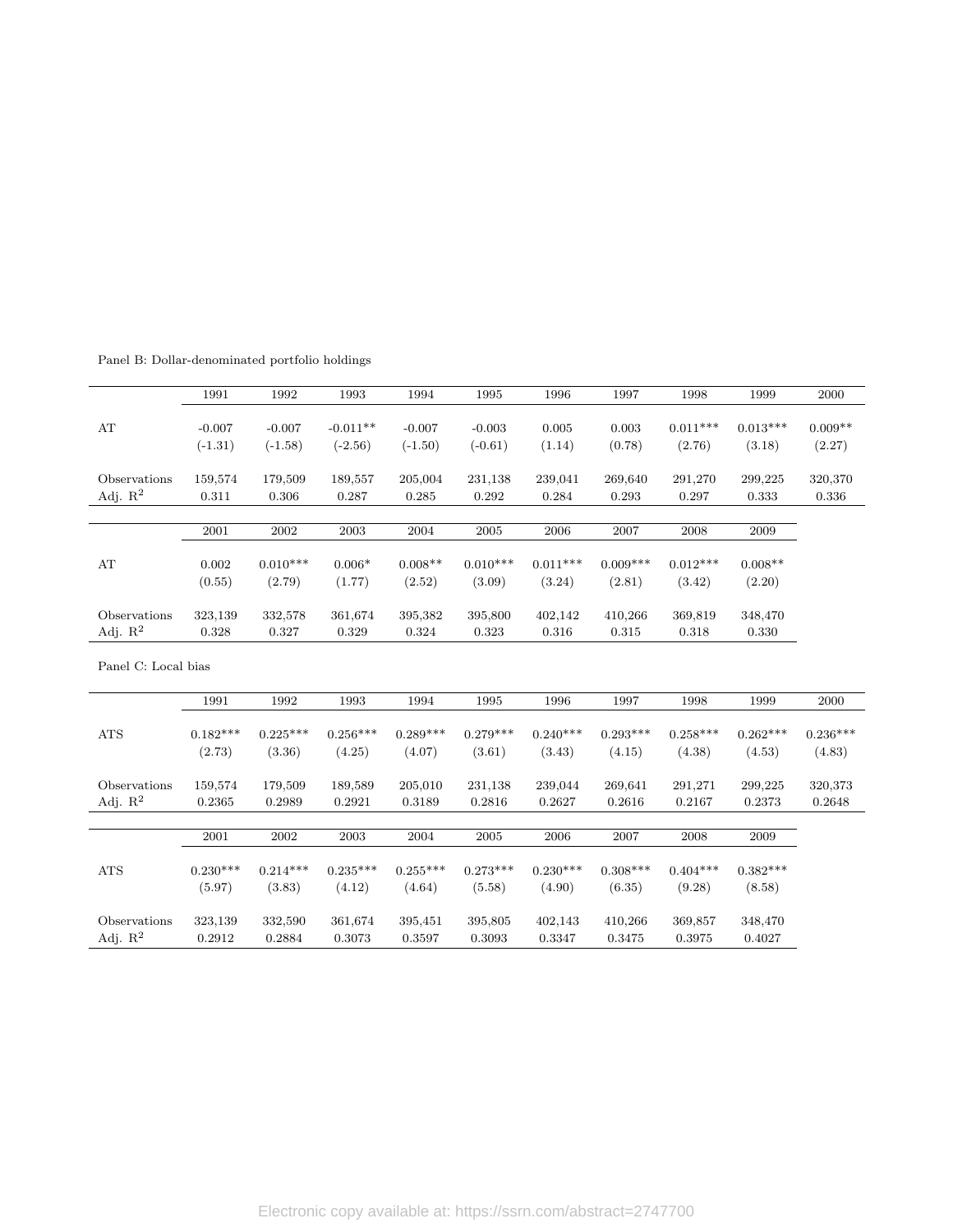Panel B: Dollar-denominated portfolio holdings

| | 1991 | 1992 | 1993 | 1994 | 1995 | 1996 | 1997 | 1998 | 1999 | 2000 |
|---|---|---|---|---|---|---|---|---|---|---|
| AT | -0.007 | -0.007 | -0.011** | -0.007 | -0.003 | 0.005 | 0.003 | 0.011*** | 0.013*** | 0.009** |
| | (-1.31) | (-1.58) | (-2.56) | (-1.50) | (-0.61) | (1.14) | (0.78) | (2.76) | (3.18) | (2.27) |
| Observations | 159,574 | 179,509 | 189,557 | 205,004 | 231,138 | 239,041 | 269,640 | 291,270 | 299,225 | 320,370 |
| Adj. $R^2$ | 0.311 | 0.306 | 0.287 | 0.285 | 0.292 | 0.284 | 0.293 | 0.297 | 0.333 | 0.336 |

| | 2001 | 2002 | 2003 | 2004 | 2005 | 2006 | 2007 | 2008 | 2009 |
|---|---|---|---|---|---|---|---|---|---|
| AT | 0.002 | 0.010*** | 0.006* | 0.008** | 0.010*** | 0.011*** | 0.009*** | 0.012*** | 0.008** |
| | (0.55) | (2.79) | (1.77) | (2.52) | (3.09) | (3.24) | (2.81) | (3.42) | (2.20) |
| Observations | 323,139 | 332,578 | 361,674 | 395,382 | 395,800 | 402,142 | 410,266 | 369,819 | 348,470 |
| Adj. $R^2$ | 0.328 | 0.327 | 0.329 | 0.324 | 0.323 | 0.316 | 0.315 | 0.318 | 0.330 |

Panel C: Local bias

| | 1991 | 1992 | 1993 | 1994 | 1995 | 1996 | 1997 | 1998 | 1999 | 2000 |
|---|---|---|---|---|---|---|---|---|---|---|
| ATS | 0.182*** | 0.225*** | 0.256*** | 0.289*** | 0.279*** | 0.240*** | 0.293*** | 0.258*** | 0.262*** | 0.236*** |
| | (2.73) | (3.36) | (4.25) | (4.07) | (3.61) | (3.43) | (4.15) | (4.38) | (4.53) | (4.83) |
| Observations | 159,574 | 179,509 | 189,589 | 205,010 | 231,138 | 239,044 | 269,641 | 291,271 | 299,225 | 320,373 |
| Adj. $R^2$ | 0.2365 | 0.2989 | 0.2921 | 0.3189 | 0.2816 | 0.2627 | 0.2616 | 0.2167 | 0.2373 | 0.2648 |

| | 2001 | 2002 | 2003 | 2004 | 2005 | 2006 | 2007 | 2008 | 2009 |
|---|---|---|---|---|---|---|---|---|---|
| ATS | 0.230*** | 0.214*** | 0.235*** | 0.255*** | 0.273*** | 0.230*** | 0.308*** | 0.404*** | 0.382*** |
| | (5.97) | (3.83) | (4.12) | (4.64) | (5.58) | (4.90) | (6.35) | (9.28) | (8.58) |
| Observations | 323,139 | 332,590 | 361,674 | 395,451 | 395,805 | 402,143 | 410,266 | 369,857 | 348,470 |
| Adj. $R^2$ | 0.2912 | 0.2884 | 0.3073 | 0.3597 | 0.3093 | 0.3347 | 0.3475 | 0.3975 | 0.4027 |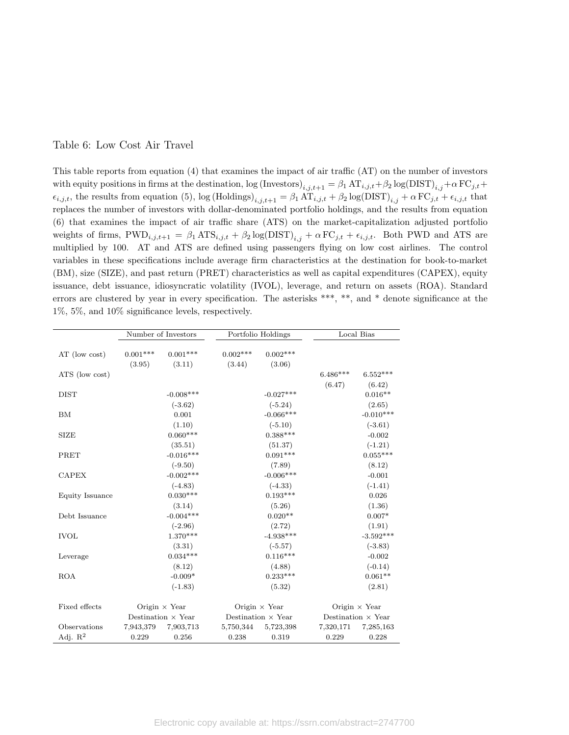Table 6: Low Cost Air Travel

This table reports from equation (4) that examines the impact of air traffic (AT) on the number of investors with equity positions in firms at the destination, $\log(\text{Investors})_{i,j,t+1} = \beta_1 \text{AT}_{i,j,t} + \beta_2 \log(\text{DIST})_{i,j} + \alpha \text{FC}_{j,t} + \epsilon_{i,j,t}$, the results from equation (5), $\log(\text{Holdings})_{i,j,t+1} = \beta_1 \text{AT}_{i,j,t} + \beta_2 \log(\text{DIST})_{i,j} + \alpha \text{FC}_{j,t} + \epsilon_{i,j,t}$ that replaces the number of investors with dollar-denominated portfolio holdings, and the results from equation (6) that examines the impact of air traffic share (ATS) on the market-capitalization adjusted portfolio weights of firms, $\text{PWD}_{i,j,t+1} = \beta_1 \text{ATS}_{i,j,t} + \beta_2 \log(\text{DIST})_{i,j} + \alpha \text{FC}_{j,t} + \epsilon_{i,j,t}$. Both PWD and ATS are multiplied by 100. AT and ATS are defined using passengers flying on low cost airlines. The control variables in these specifications include average firm characteristics at the destination for book-to-market (BM), size (SIZE), and past return (PRET) characteristics as well as capital expenditures (CAPEX), equity issuance, debt issuance, idiosyncratic volatility (IVOL), leverage, and return on assets (ROA). Standard errors are clustered by year in every specification. The asterisks ***, **, and * denote significance at the 1%, 5%, and 10% significance levels, respectively.

| | Number of Investors | | Portfolio Holdings | | Local Bias | |
|---|---|---|---|---|---|---|
| AT (low cost) | 0.001*** | 0.001*** | 0.002*** | 0.002*** | | |
| | (3.95) | (3.11) | (3.44) | (3.06) | | |
| ATS (low cost) | | | | | 6.486*** | 6.552*** |
| | | | | | (6.47) | (6.42) |
| DIST | | -0.008*** | | -0.027*** | | 0.016** |
| | | (-3.62) | | (-5.24) | | (2.65) |
| BM | | 0.001 | | -0.066*** | | -0.010*** |
| | | (1.10) | | (-5.10) | | (-3.61) |
| SIZE | | 0.060*** | | 0.388*** | | -0.002 |
| | | (35.51) | | (51.37) | | (-1.21) |
| PRET | | -0.016*** | | 0.091*** | | 0.055*** |
| | | (-9.50) | | (7.89) | | (8.12) |
| CAPEX | | -0.002*** | | -0.006*** | | -0.001 |
| | | (-4.83) | | (-4.33) | | (-1.41) |
| Equity Issuance | | 0.030*** | | 0.193*** | | 0.026 |
| | | (3.14) | | (5.26) | | (1.36) |
| Debt Issuance | | -0.004*** | | 0.020** | | 0.007* |
| | | (-2.96) | | (2.72) | | (1.91) |
| IVOL | | 1.370*** | | -4.938*** | | -3.592*** |
| | | (3.31) | | (-5.57) | | (-3.83) |
| Leverage | | 0.034*** | | 0.116*** | | -0.002 |
| | | (8.12) | | (4.88) | | (-0.14) |
| ROA | | -0.009* | | 0.233*** | | 0.061** |
| | | (-1.83) | | (5.32) | | (2.81) |
| Fixed effects | Origin × Year | | Origin × Year | | Origin × Year | |
| | Destination × Year | | Destination × Year | | Destination × Year | |
| Observations | 7,943,379 | 7,903,713 | 5,750,344 | 5,723,398 | 7,320,171 | 7,285,163 |
| Adj. $R^2$ | 0.229 | 0.256 | 0.238 | 0.319 | 0.229 | 0.228 |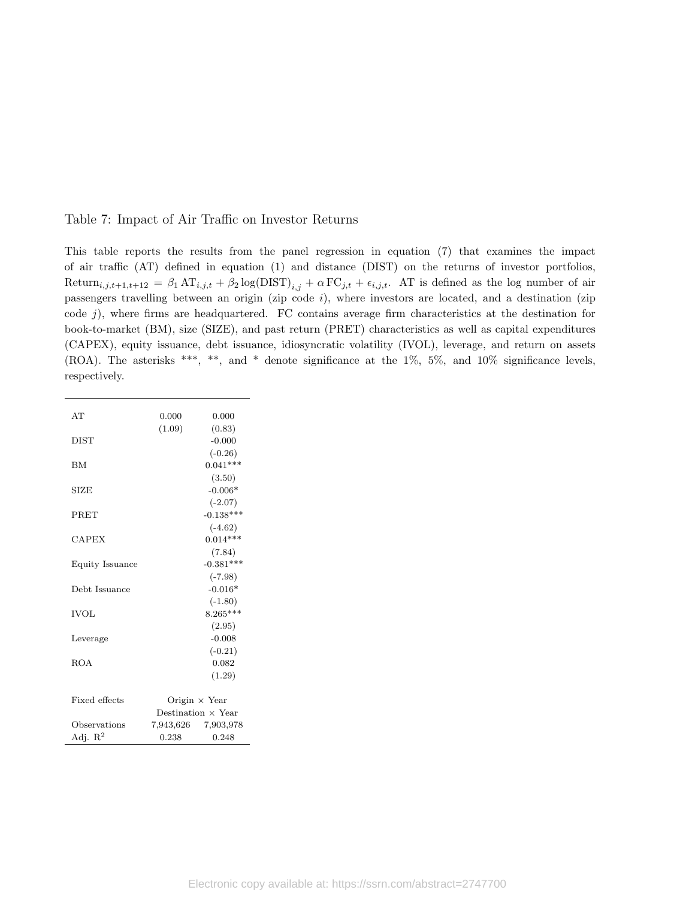Table 7: Impact of Air Traffic on Investor Returns

This table reports the results from the panel regression in equation (7) that examines the impact of air traffic (AT) defined in equation (1) and distance (DIST) on the returns of investor portfolios, $\text{Return}_{i,j,t+1,t+12} = \beta_1 \text{AT}_{i,j,t} + \beta_2 \log(\text{DIST})_{i,j} + \alpha \text{FC}_{j,t} + \epsilon_{i,j,t}$. AT is defined as the log number of air passengers travelling between an origin (zip code $i$), where investors are located, and a destination (zip code $j$), where firms are headquartered. FC contains average firm characteristics at the destination for book-to-market (BM), size (SIZE), and past return (PRET) characteristics as well as capital expenditures (CAPEX), equity issuance, debt issuance, idiosyncratic volatility (IVOL), leverage, and return on assets (ROA). The asterisks ***, **, and * denote significance at the 1%, 5%, and 10% significance levels, respectively.

| | | |
|---|---|---|
| AT | 0.000 | 0.000 |
| | (1.09) | (0.83) |
| DIST | | -0.000 |
| | | (-0.26) |
| BM | | 0.041*** |
| | | (3.50) |
| SIZE | | -0.006* |
| | | (-2.07) |
| PRET | | -0.138*** |
| | | (-4.62) |
| CAPEX | | 0.014*** |
| | | (7.84) |
| Equity Issuance | | -0.381*** |
| | | (-7.98) |
| Debt Issuance | | -0.016* |
| | | (-1.80) |
| IVOL | | 8.265*** |
| | | (2.95) |
| Leverage | | -0.008 |
| | | (-0.21) |
| ROA | | 0.082 |
| | | (1.29) |
| Fixed effects | Origin × Year | |
| | Destination × Year | |
| Observations | 7,943,626 | 7,903,978 |
| Adj. $R^2$ | 0.238 | 0.248 |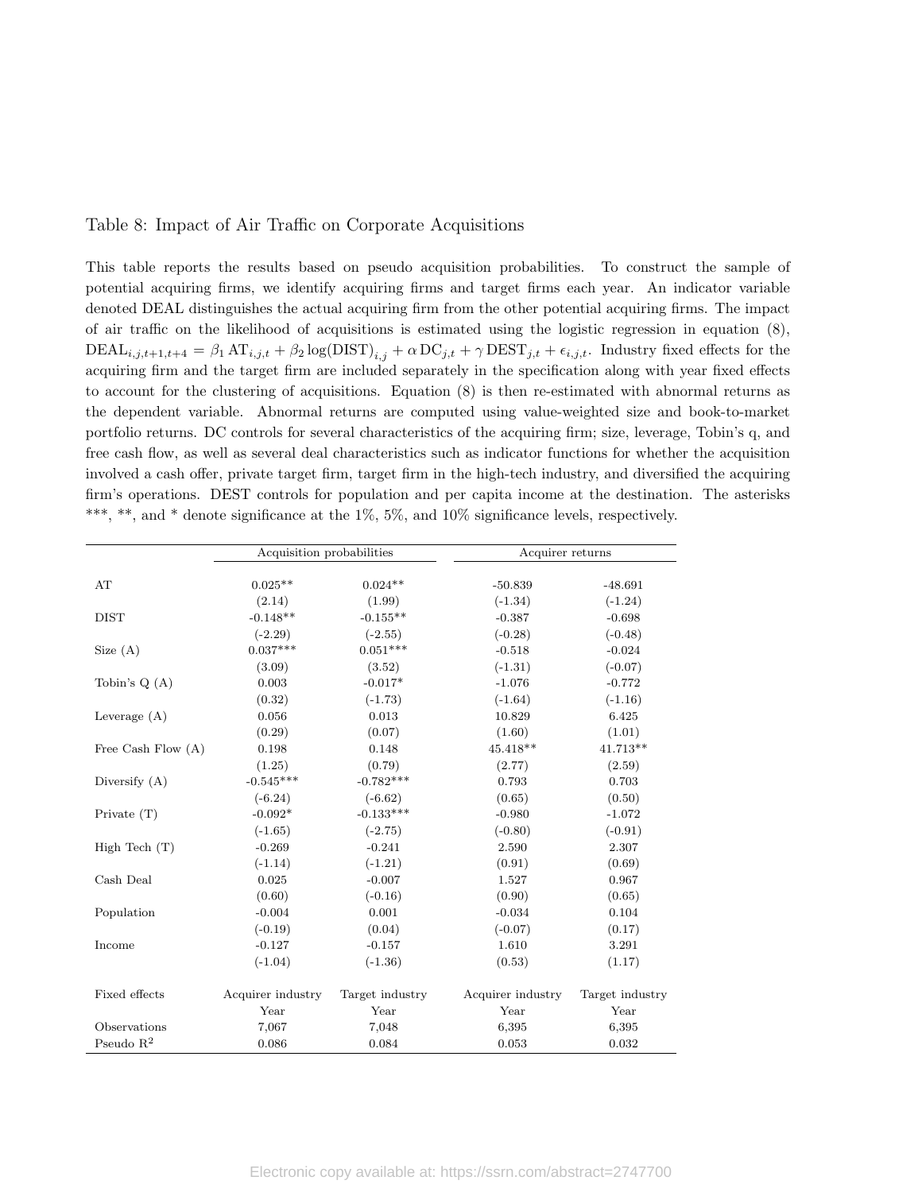Table 8: Impact of Air Traffic on Corporate Acquisitions

This table reports the results based on pseudo acquisition probabilities. To construct the sample of potential acquiring firms, we identify acquiring firms and target firms each year. An indicator variable denoted DEAL distinguishes the actual acquiring firm from the other potential acquiring firms. The impact of air traffic on the likelihood of acquisitions is estimated using the logistic regression in equation (8), $\text{DEAL}_{i,j,t+1,t+4} = \beta_1 \text{AT}_{i,j,t} + \beta_2 \log(\text{DIST})_{i,j} + \alpha \,\text{DC}_{j,t} + \gamma \,\text{DEST}_{j,t} + \epsilon_{i,j,t}$. Industry fixed effects for the acquiring firm and the target firm are included separately in the specification along with year fixed effects to account for the clustering of acquisitions. Equation (8) is then re-estimated with abnormal returns as the dependent variable. Abnormal returns are computed using value-weighted size and book-to-market portfolio returns. DC controls for several characteristics of the acquiring firm; size, leverage, Tobin's q, and free cash flow, as well as several deal characteristics such as indicator functions for whether the acquisition involved a cash offer, private target firm, target firm in the high-tech industry, and diversified the acquiring firm's operations. DEST controls for population and per capita income at the destination. The asterisks ***, **, and * denote significance at the 1%, 5%, and 10% significance levels, respectively.

| | Acquisition probabilities | | Acquirer returns | |
|---|---|---|---|---|
| AT | 0.025** | 0.024** | -50.839 | -48.691 |
| | (2.14) | (1.99) | (-1.34) | (-1.24) |
| DIST | -0.148** | -0.155** | -0.387 | -0.698 |
| | (-2.29) | (-2.55) | (-0.28) | (-0.48) |
| Size (A) | 0.037*** | 0.051*** | -0.518 | -0.024 |
| | (3.09) | (3.52) | (-1.31) | (-0.07) |
| Tobin's Q (A) | 0.003 | -0.017* | -1.076 | -0.772 |
| | (0.32) | (-1.73) | (-1.64) | (-1.16) |
| Leverage (A) | 0.056 | 0.013 | 10.829 | 6.425 |
| | (0.29) | (0.07) | (1.60) | (1.01) |
| Free Cash Flow (A) | 0.198 | 0.148 | 45.418** | 41.713** |
| | (1.25) | (0.79) | (2.77) | (2.59) |
| Diversify (A) | -0.545*** | -0.782*** | 0.793 | 0.703 |
| | (-6.24) | (-6.62) | (0.65) | (0.50) |
| Private (T) | -0.092* | -0.133*** | -0.980 | -1.072 |
| | (-1.65) | (-2.75) | (-0.80) | (-0.91) |
| High Tech (T) | -0.269 | -0.241 | 2.590 | 2.307 |
| | (-1.14) | (-1.21) | (0.91) | (0.69) |
| Cash Deal | 0.025 | -0.007 | 1.527 | 0.967 |
| | (0.60) | (-0.16) | (0.90) | (0.65) |
| Population | -0.004 | 0.001 | -0.034 | 0.104 |
| | (-0.19) | (0.04) | (-0.07) | (0.17) |
| Income | -0.127 | -0.157 | 1.610 | 3.291 |
| | (-1.04) | (-1.36) | (0.53) | (1.17) |
| Fixed effects | Acquirer industry | Target industry | Acquirer industry | Target industry |
| | Year | Year | Year | Year |
| Observations | 7,067 | 7,048 | 6,395 | 6,395 |
| Pseudo $R^2$ | 0.086 | 0.084 | 0.053 | 0.032 |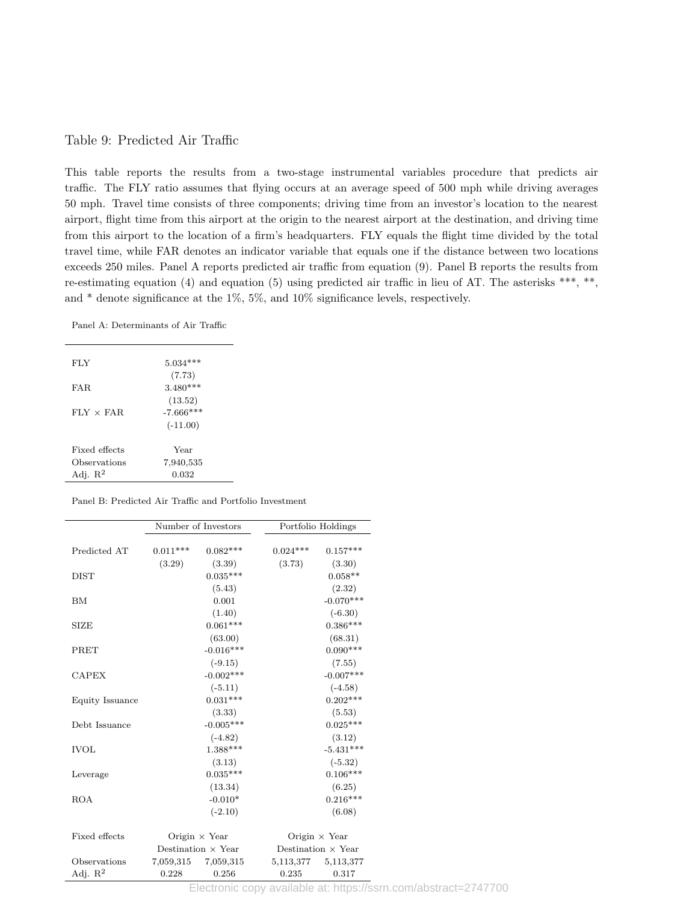Table 9: Predicted Air Traffic

This table reports the results from a two-stage instrumental variables procedure that predicts air traffic. The FLY ratio assumes that flying occurs at an average speed of 500 mph while driving averages 50 mph. Travel time consists of three components; driving time from an investor's location to the nearest airport, flight time from this airport at the origin to the nearest airport at the destination, and driving time from this airport to the location of a firm's headquarters. FLY equals the flight time divided by the total travel time, while FAR denotes an indicator variable that equals one if the distance between two locations exceeds 250 miles. Panel A reports predicted air traffic from equation (9). Panel B reports the results from re-estimating equation (4) and equation (5) using predicted air traffic in lieu of AT. The asterisks ***, **, and * denote significance at the 1%, 5%, and 10% significance levels, respectively.

Panel A: Determinants of Air Traffic

| | |
|---|---|
| FLY | 5.034*** |
| | (7.73) |
| FAR | 3.480*** |
| | (13.52) |
| FLY × FAR | -7.666*** |
| | (-11.00) |
| Fixed effects | Year |
| Observations | 7,940,535 |
| Adj. $R^2$ | 0.032 |

Panel B: Predicted Air Traffic and Portfolio Investment

| | Number of Investors | | Portfolio Holdings | |
|---|---|---|---|---|
| Predicted AT | 0.011*** | 0.082*** | 0.024*** | 0.157*** |
| | (3.29) | (3.39) | (3.73) | (3.30) |
| DIST | | 0.035*** | | 0.058** |
| | | (5.43) | | (2.32) |
| BM | | 0.001 | | -0.070*** |
| | | (1.40) | | (-6.30) |
| SIZE | | 0.061*** | | 0.386*** |
| | | (63.00) | | (68.31) |
| PRET | | -0.016*** | | 0.090*** |
| | | (-9.15) | | (7.55) |
| CAPEX | | -0.002*** | | -0.007*** |
| | | (-5.11) | | (-4.58) |
| Equity Issuance | | 0.031*** | | 0.202*** |
| | | (3.33) | | (5.53) |
| Debt Issuance | | -0.005*** | | 0.025*** |
| | | (-4.82) | | (3.12) |
| IVOL | | 1.388*** | | -5.431*** |
| | | (3.13) | | (-5.32) |
| Leverage | | 0.035*** | | 0.106*** |
| | | (13.34) | | (6.25) |
| ROA | | -0.010* | | 0.216*** |
| | | (-2.10) | | (6.08) |
| Fixed effects | Origin × Year | | Origin × Year | |
| | Destination × Year | | Destination × Year | |
| Observations | 7,059,315 | 7,059,315 | 5,113,377 | 5,113,377 |
| Adj. $R^2$ | 0.228 | 0.256 | 0.235 | 0.317 |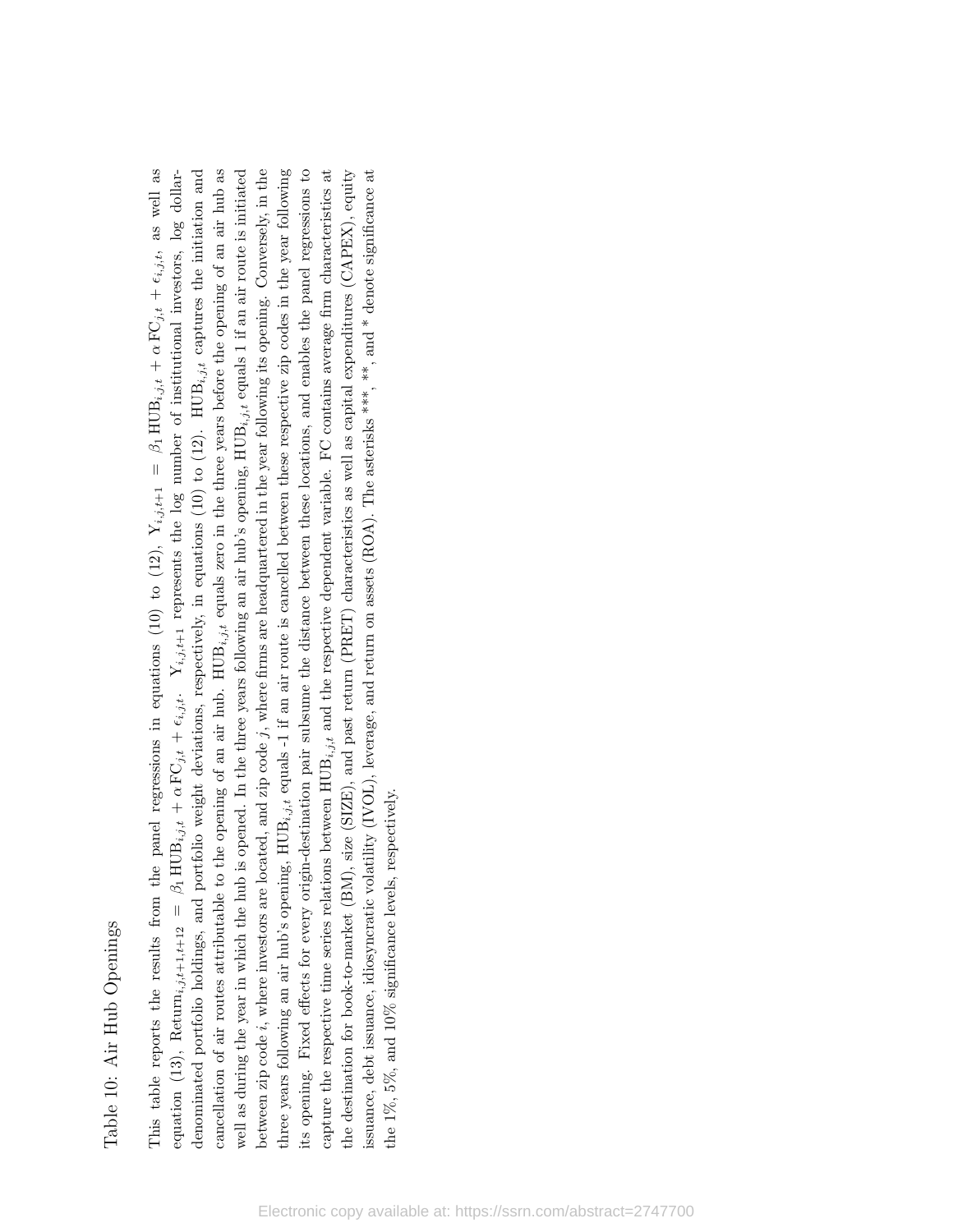Table 10: Air Hub Openings

This table reports the results from the panel regressions in equations (10) to (12), $\mathrm{Y}_{i,j,t+1} = \beta_1 \mathrm{HUB}_{i,j,t} + \alpha \mathrm{FC}_{j,t} + \epsilon_{i,j,t}$, as well as equation (13), $\mathrm{Return}_{i,j,t+1,t+12} = \beta_1 \mathrm{HUB}_{i,j,t} + \alpha \mathrm{FC}_{j,t} + \epsilon_{i,j,t}$. $\mathrm{Y}_{i,j,t+1}$ represents the log number of institutional investors, log dollar-denominated portfolio holdings, and portfolio weight deviations, respectively, in equations (10) to (12). $\mathrm{HUB}_{i,j,t}$ captures the initiation and cancellation of air routes attributable to the opening of an air hub. $\mathrm{HUB}_{i,j,t}$ equals zero in the three years before the opening of an air hub as well as during the year in which the hub is opened. In the three years following an air hub's opening, $\mathrm{HUB}_{i,j,t}$ equals 1 if an air route is initiated between zip code $i$, where investors are located, and zip code $j$, where firms are headquartered in the year following its opening. Conversely, in the three years following an air hub's opening, $\mathrm{HUB}_{i,j,t}$ equals -1 if an air route is cancelled between these respective zip codes in the year following its opening. Fixed effects for every origin-destination pair subsume the distance between these locations, and enables the panel regressions to capture the respective time series relations between $\mathrm{HUB}_{i,j,t}$ and the respective dependent variable. FC contains average firm characteristics at the destination for book-to-market (BM), size (SIZE), and past return (PRET) characteristics as well as capital expenditures (CAPEX), equity issuance, debt issuance, idiosyncratic volatility (IVOL), leverage, and return on assets (ROA). The asterisks \*\*\*, \*\*, and \* denote significance at the 1%, 5%, and 10% significance levels, respectively.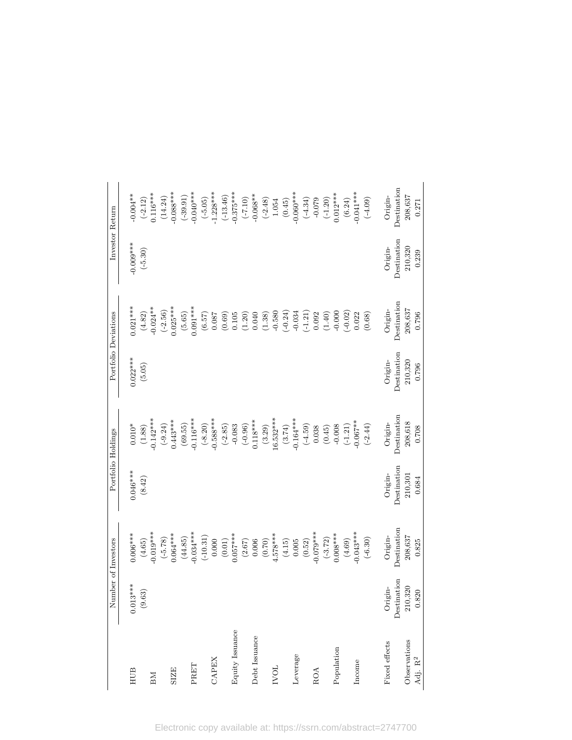| | Number of Investors | | Portfolio Holdings | | Portfolio Deviations | | Investor Return | |
|---|---|---|---|---|---|---|---|---|
| HUB | 0.013*** | 0.006*** | 0.046*** | 0.010* | 0.022*** | 0.021*** | -0.009*** | -0.004** |
| | (9.63) | (4.65) | (8.42) | (1.88) | (5.05) | (4.82) | (-5.30) | (-2.12) |
| BM | | -0.019*** | | -0.142*** | | -0.024** | | 0.116*** |
| | | (-5.78) | | (-9.24) | | (-2.56) | | (14.24) |
| SIZE | | 0.064*** | | 0.443*** | | 0.025*** | | -0.088*** |
| | | (44.85) | | (69.55) | | (5.65) | | (-39.91) |
| PRET | | -0.034*** | | -0.116*** | | 0.091*** | | -0.040*** |
| | | (-10.31) | | (-8.20) | | (6.57) | | (-5.05) |
| CAPEX | | 0.000 | | -0.588*** | | 0.087 | | -1.228*** |
| | | (0.01) | | (-2.85) | | (0.69) | | (-13.46) |
| Equity Issuance | | 0.057*** | | -0.083 | | 0.105 | | -0.375*** |
| | | (2.67) | | (-0.96) | | (1.20) | | (-7.10) |
| Debt Issuance | | 0.006 | | 0.118*** | | 0.040 | | -0.068** |
| | | (0.70) | | (3.29) | | (1.38) | | (-2.48) |
| IVOL | | 4.578*** | | 16.532*** | | -0.580 | | 1.054 |
| | | (4.15) | | (3.74) | | (-0.24) | | (0.45) |
| Leverage | | 0.005 | | -0.164*** | | -0.034 | | -0.060*** |
| | | (0.52) | | (-4.59) | | (-1.21) | | (-4.34) |
| ROA | | -0.079*** | | 0.038 | | 0.092 | | -0.079 |
| | | (-3.72) | | (0.45) | | (1.40) | | (-1.20) |
| Population | | 0.008*** | | -0.008 | | -0.000 | | 0.012*** |
| | | (4.69) | | (-1.21) | | (-0.02) | | (6.24) |
| Income | | -0.043*** | | -0.067** | | 0.022 | | -0.041*** |
| | | (-6.30) | | (-2.44) | | (0.68) | | (-4.09) |
| Fixed effects | Origin-Destination | Origin-Destination | Origin-Destination | Origin-Destination | Origin-Destination | Origin-Destination | Origin-Destination | Origin-Destination |
| Observations | 210,320 | 208,637 | 210,301 | 208,618 | 210,320 | 208,637 | 210,320 | 208,637 |
| Adj. $R^2$ | 0.820 | 0.825 | 0.684 | 0.708 | 0.796 | 0.796 | 0.239 | 0.271 |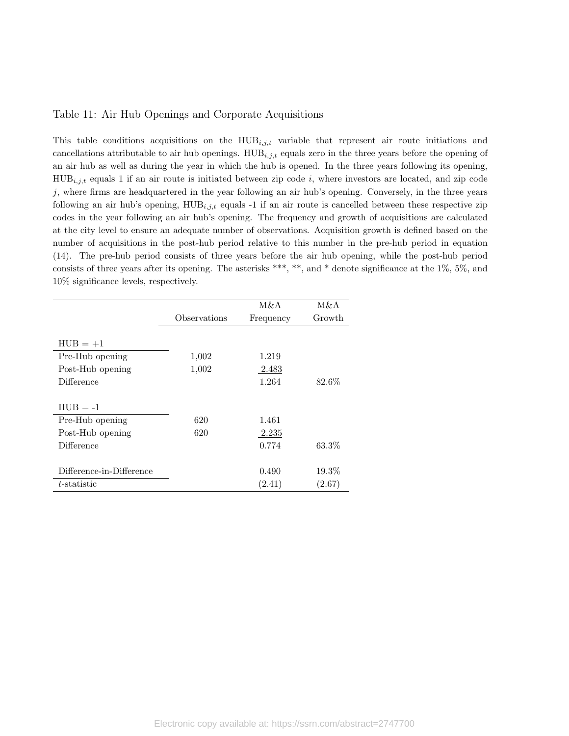Table 11: Air Hub Openings and Corporate Acquisitions

This table conditions acquisitions on the $\text{HUB}_{i,j,t}$ variable that represent air route initiations and cancellations attributable to air hub openings. $\text{HUB}_{i,j,t}$ equals zero in the three years before the opening of an air hub as well as during the year in which the hub is opened. In the three years following its opening, $\text{HUB}_{i,j,t}$ equals 1 if an air route is initiated between zip code $i$, where investors are located, and zip code $j$, where firms are headquartered in the year following an air hub's opening. Conversely, in the three years following an air hub's opening, $\text{HUB}_{i,j,t}$ equals -1 if an air route is cancelled between these respective zip codes in the year following an air hub's opening. The frequency and growth of acquisitions are calculated at the city level to ensure an adequate number of observations. Acquisition growth is defined based on the number of acquisitions in the post-hub period relative to this number in the pre-hub period in equation (14). The pre-hub period consists of three years before the air hub opening, while the post-hub period consists of three years after its opening. The asterisks ***, **, and * denote significance at the 1%, 5%, and 10% significance levels, respectively.

| | Observations | M&A Frequency | M&A Growth |
|---|---|---|---|
| HUB = +1 | | | |
| Pre-Hub opening | 1,002 | 1.219 | |
| Post-Hub opening | 1,002 | 2.483 | |
| Difference | | 1.264 | 82.6% |
| HUB = -1 | | | |
| Pre-Hub opening | 620 | 1.461 | |
| Post-Hub opening | 620 | 2.235 | |
| Difference | | 0.774 | 63.3% |
| Difference-in-Difference | | 0.490 | 19.3% |
| $t$-statistic | | (2.41) | (2.67) |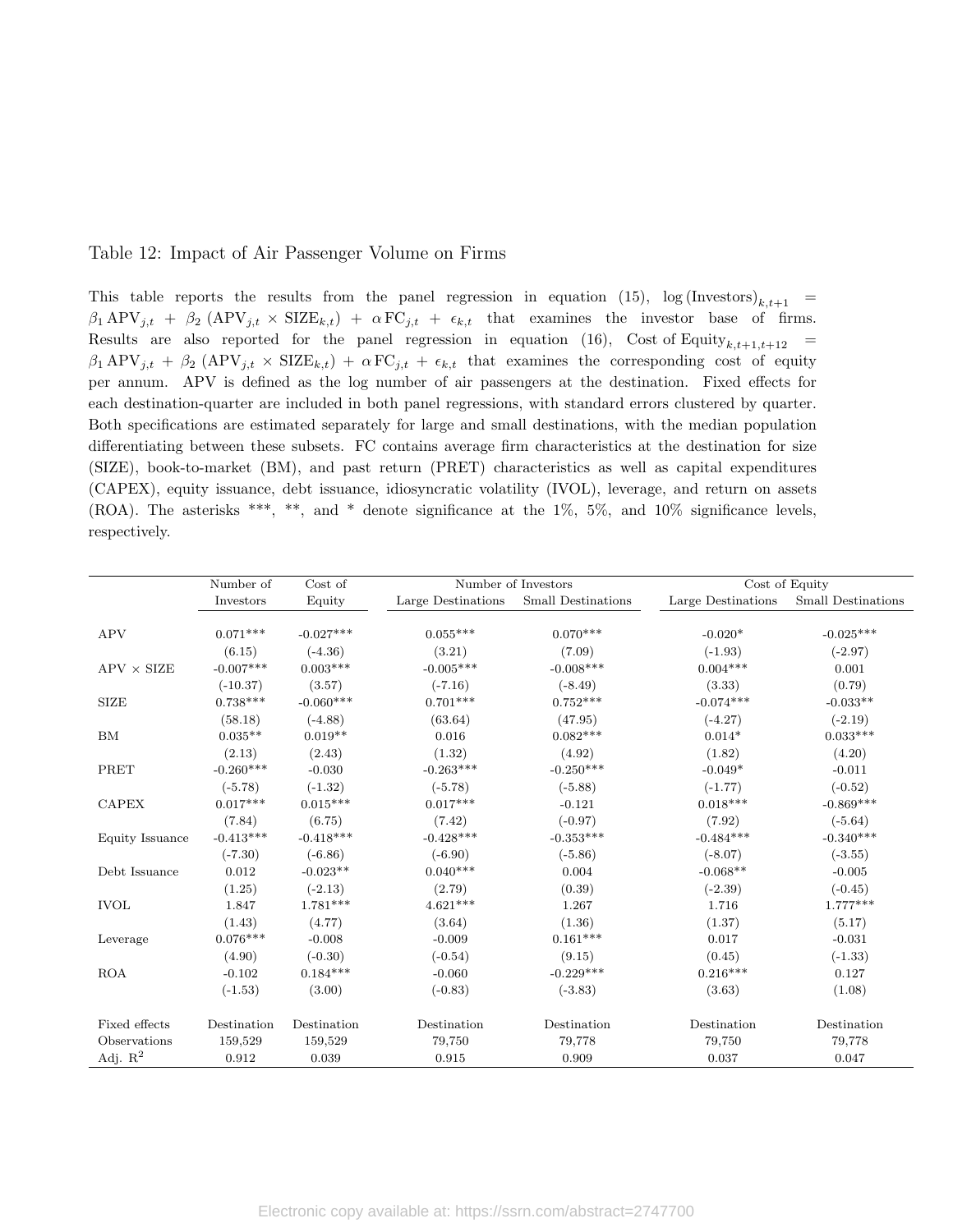Table 12: Impact of Air Passenger Volume on Firms

This table reports the results from the panel regression in equation (15), $\log(\text{Investors})_{k,t+1} = \beta_1 \text{APV}_{j,t} + \beta_2 (\text{APV}_{j,t} \times \text{SIZE}_{k,t}) + \alpha \text{FC}_{j,t} + \epsilon_{k,t}$ that examines the investor base of firms. Results are also reported for the panel regression in equation (16), $\text{Cost of Equity}_{k,t+1,t+12} = \beta_1 \text{APV}_{j,t} + \beta_2 (\text{APV}_{j,t} \times \text{SIZE}_{k,t}) + \alpha \text{FC}_{j,t} + \epsilon_{k,t}$ that examines the corresponding cost of equity per annum. APV is defined as the log number of air passengers at the destination. Fixed effects for each destination-quarter are included in both panel regressions, with standard errors clustered by quarter. Both specifications are estimated separately for large and small destinations, with the median population differentiating between these subsets. FC contains average firm characteristics at the destination for size (SIZE), book-to-market (BM), and past return (PRET) characteristics as well as capital expenditures (CAPEX), equity issuance, debt issuance, idiosyncratic volatility (IVOL), leverage, and return on assets (ROA). The asterisks ***, **, and * denote significance at the 1%, 5%, and 10% significance levels, respectively.

| | Number of Investors | Cost of Equity | Number of Investors | | Cost of Equity | |
|---|---|---|---|---|---|---|
| | | | Large Destinations | Small Destinations | Large Destinations | Small Destinations |
| APV | 0.071*** | -0.027*** | 0.055*** | 0.070*** | -0.020* | -0.025*** |
| | (6.15) | (-4.36) | (3.21) | (7.09) | (-1.93) | (-2.97) |
| APV × SIZE | -0.007*** | 0.003*** | -0.005*** | -0.008*** | 0.004*** | 0.001 |
| | (-10.37) | (3.57) | (-7.16) | (-8.49) | (3.33) | (0.79) |
| SIZE | 0.738*** | -0.060*** | 0.701*** | 0.752*** | -0.074*** | -0.033** |
| | (58.18) | (-4.88) | (63.64) | (47.95) | (-4.27) | (-2.19) |
| BM | 0.035** | 0.019** | 0.016 | 0.082*** | 0.014* | 0.033*** |
| | (2.13) | (2.43) | (1.32) | (4.92) | (1.82) | (4.20) |
| PRET | -0.260*** | -0.030 | -0.263*** | -0.250*** | -0.049* | -0.011 |
| | (-5.78) | (-1.32) | (-5.78) | (-5.88) | (-1.77) | (-0.52) |
| CAPEX | 0.017*** | 0.015*** | 0.017*** | -0.121 | 0.018*** | -0.869*** |
| | (7.84) | (6.75) | (7.42) | (-0.97) | (7.92) | (-5.64) |
| Equity Issuance | -0.413*** | -0.418*** | -0.428*** | -0.353*** | -0.484*** | -0.340*** |
| | (-7.30) | (-6.86) | (-6.90) | (-5.86) | (-8.07) | (-3.55) |
| Debt Issuance | 0.012 | -0.023** | 0.040*** | 0.004 | -0.068** | -0.005 |
| | (1.25) | (-2.13) | (2.79) | (0.39) | (-2.39) | (-0.45) |
| IVOL | 1.847 | 1.781*** | 4.621*** | 1.267 | 1.716 | 1.777*** |
| | (1.43) | (4.77) | (3.64) | (1.36) | (1.37) | (5.17) |
| Leverage | 0.076*** | -0.008 | -0.009 | 0.161*** | 0.017 | -0.031 |
| | (4.90) | (-0.30) | (-0.54) | (9.15) | (0.45) | (-1.33) |
| ROA | -0.102 | 0.184*** | -0.060 | -0.229*** | 0.216*** | 0.127 |
| | (-1.53) | (3.00) | (-0.83) | (-3.83) | (3.63) | (1.08) |
| Fixed effects | Destination | Destination | Destination | Destination | Destination | Destination |
| Observations | 159,529 | 159,529 | 79,750 | 79,778 | 79,750 | 79,778 |
| Adj. $R^2$ | 0.912 | 0.039 | 0.915 | 0.909 | 0.037 | 0.047 |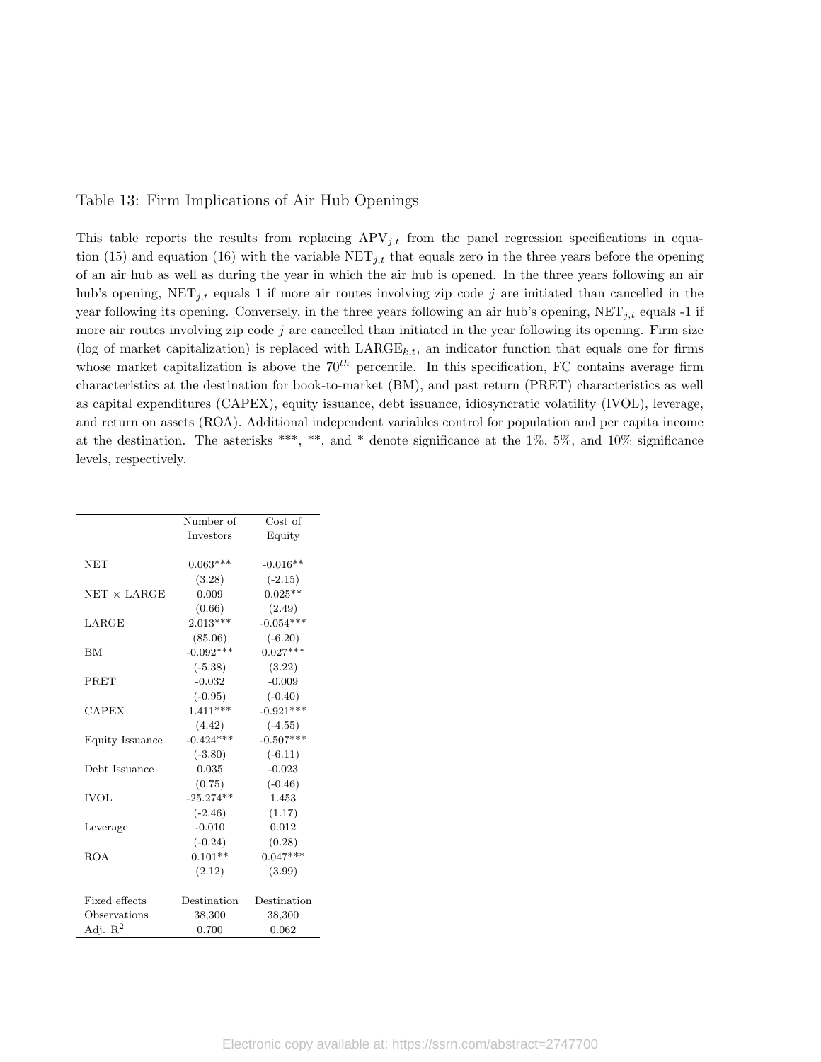Table 13: Firm Implications of Air Hub Openings

This table reports the results from replacing $\text{APV}_{j,t}$ from the panel regression specifications in equation (15) and equation (16) with the variable $\text{NET}_{j,t}$ that equals zero in the three years before the opening of an air hub as well as during the year in which the air hub is opened. In the three years following an air hub's opening, $\text{NET}_{j,t}$ equals 1 if more air routes involving zip code $j$ are initiated than cancelled in the year following its opening. Conversely, in the three years following an air hub's opening, $\text{NET}_{j,t}$ equals -1 if more air routes involving zip code $j$ are cancelled than initiated in the year following its opening. Firm size (log of market capitalization) is replaced with $\text{LARGE}_{k,t}$, an indicator function that equals one for firms whose market capitalization is above the $70^{th}$ percentile. In this specification, FC contains average firm characteristics at the destination for book-to-market (BM), and past return (PRET) characteristics as well as capital expenditures (CAPEX), equity issuance, debt issuance, idiosyncratic volatility (IVOL), leverage, and return on assets (ROA). Additional independent variables control for population and per capita income at the destination. The asterisks ***, **, and * denote significance at the 1%, 5%, and 10% significance levels, respectively.

| | Number of Investors | Cost of Equity |
|---|---|---|
| NET | 0.063*** | -0.016** |
| | (3.28) | (-2.15) |
| NET × LARGE | 0.009 | 0.025** |
| | (0.66) | (2.49) |
| LARGE | 2.013*** | -0.054*** |
| | (85.06) | (-6.20) |
| BM | -0.092*** | 0.027*** |
| | (-5.38) | (3.22) |
| PRET | -0.032 | -0.009 |
| | (-0.95) | (-0.40) |
| CAPEX | 1.411*** | -0.921*** |
| | (4.42) | (-4.55) |
| Equity Issuance | -0.424*** | -0.507*** |
| | (-3.80) | (-6.11) |
| Debt Issuance | 0.035 | -0.023 |
| | (0.75) | (-0.46) |
| IVOL | -25.274** | 1.453 |
| | (-2.46) | (1.17) |
| Leverage | -0.010 | 0.012 |
| | (-0.24) | (0.28) |
| ROA | 0.101** | 0.047*** |
| | (2.12) | (3.99) |
| Fixed effects | Destination | Destination |
| Observations | 38,300 | 38,300 |
| Adj. $R^2$ | 0.700 | 0.062 |